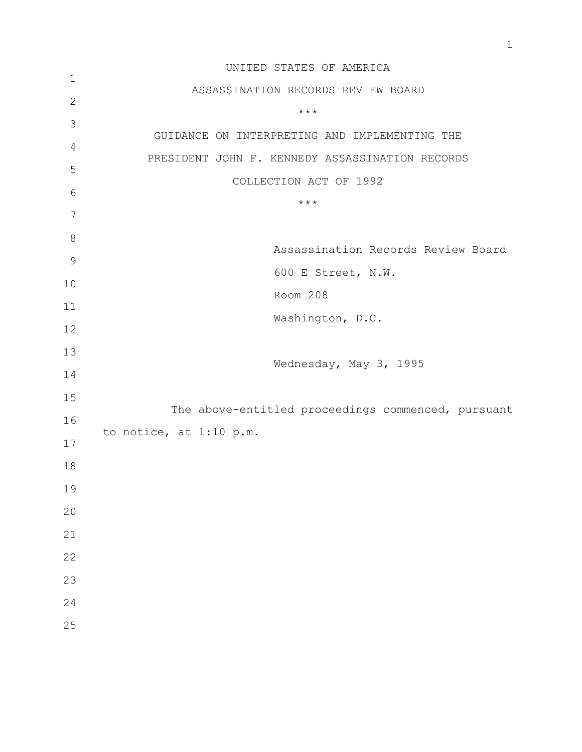UNITED STATES OF AMERICA

ASSASSINATION RECORDS REVIEW BOARD

***

GUIDANCE ON INTERPRETING AND IMPLEMENTING THE PRESIDENT JOHN F. KENNEDY ASSASSINATION RECORDS COLLECTION ACT OF 1992

***

Assassination Records Review Board
600 E Street, N.W.
Room 208
Washington, D.C.

Wednesday, May 3, 1995

The above-entitled proceedings commenced, pursuant to notice, at 1:10 p.m.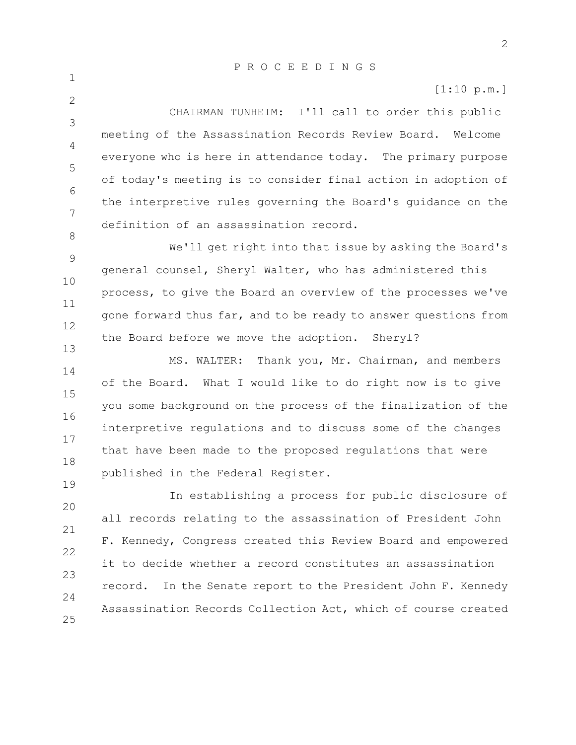P R O C E E D I N G S

[1:10 p.m.]

CHAIRMAN TUNHEIM: I'll call to order this public meeting of the Assassination Records Review Board. Welcome everyone who is here in attendance today. The primary purpose of today's meeting is to consider final action in adoption of the interpretive rules governing the Board's guidance on the definition of an assassination record.

We'll get right into that issue by asking the Board's general counsel, Sheryl Walter, who has administered this process, to give the Board an overview of the processes we've gone forward thus far, and to be ready to answer questions from the Board before we move the adoption. Sheryl?

MS. WALTER: Thank you, Mr. Chairman, and members of the Board. What I would like to do right now is to give you some background on the process of the finalization of the interpretive regulations and to discuss some of the changes that have been made to the proposed regulations that were published in the Federal Register.

In establishing a process for public disclosure of all records relating to the assassination of President John F. Kennedy, Congress created this Review Board and empowered it to decide whether a record constitutes an assassination record. In the Senate report to the President John F. Kennedy Assassination Records Collection Act, which of course created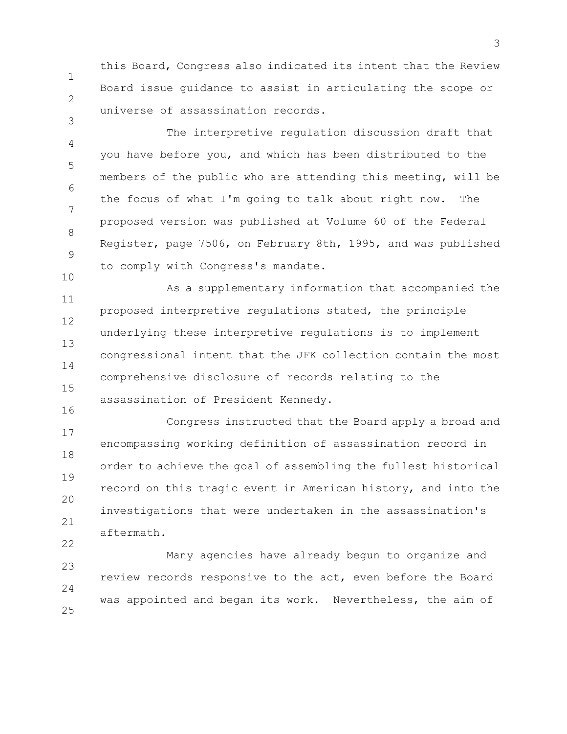this Board, Congress also indicated its intent that the Review Board issue guidance to assist in articulating the scope or universe of assassination records.

The interpretive regulation discussion draft that you have before you, and which has been distributed to the members of the public who are attending this meeting, will be the focus of what I'm going to talk about right now. The proposed version was published at Volume 60 of the Federal Register, page 7506, on February 8th, 1995, and was published to comply with Congress's mandate.

As a supplementary information that accompanied the proposed interpretive regulations stated, the principle underlying these interpretive regulations is to implement congressional intent that the JFK collection contain the most comprehensive disclosure of records relating to the assassination of President Kennedy.

Congress instructed that the Board apply a broad and encompassing working definition of assassination record in order to achieve the goal of assembling the fullest historical record on this tragic event in American history, and into the investigations that were undertaken in the assassination's aftermath.

Many agencies have already begun to organize and review records responsive to the act, even before the Board was appointed and began its work. Nevertheless, the aim of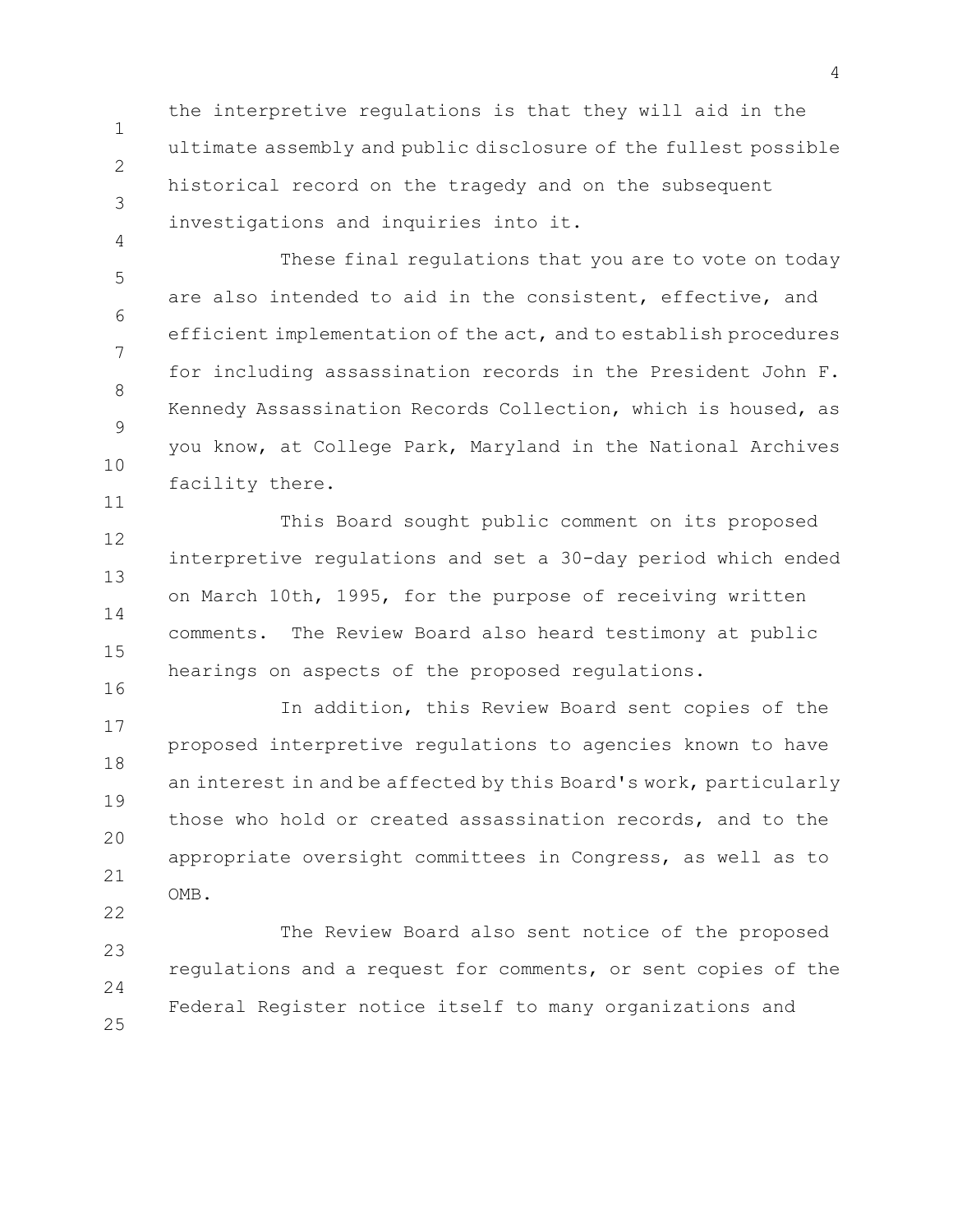the interpretive regulations is that they will aid in the ultimate assembly and public disclosure of the fullest possible historical record on the tragedy and on the subsequent investigations and inquiries into it.

These final regulations that you are to vote on today are also intended to aid in the consistent, effective, and efficient implementation of the act, and to establish procedures for including assassination records in the President John F. Kennedy Assassination Records Collection, which is housed, as you know, at College Park, Maryland in the National Archives facility there.

This Board sought public comment on its proposed interpretive regulations and set a 30-day period which ended on March 10th, 1995, for the purpose of receiving written comments. The Review Board also heard testimony at public hearings on aspects of the proposed regulations.

In addition, this Review Board sent copies of the proposed interpretive regulations to agencies known to have an interest in and be affected by this Board's work, particularly those who hold or created assassination records, and to the appropriate oversight committees in Congress, as well as to OMB.

The Review Board also sent notice of the proposed regulations and a request for comments, or sent copies of the Federal Register notice itself to many organizations and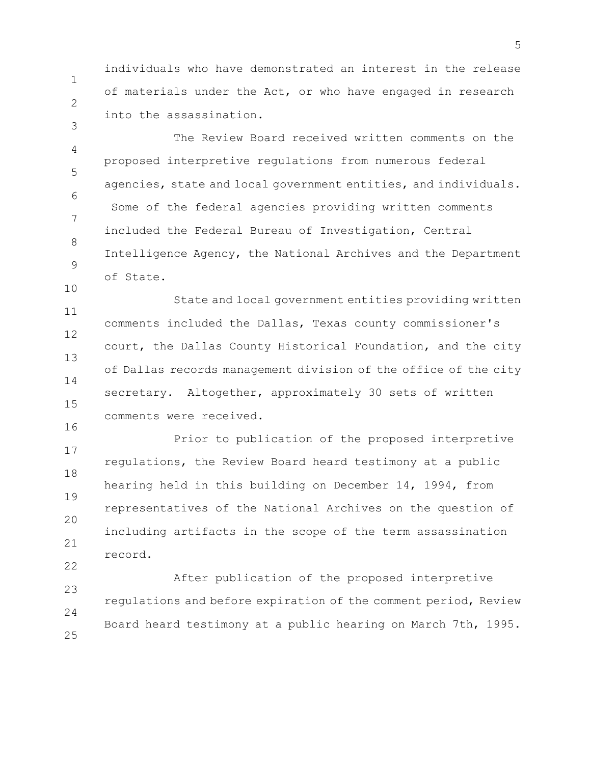individuals who have demonstrated an interest in the release of materials under the Act, or who have engaged in research into the assassination.

The Review Board received written comments on the proposed interpretive regulations from numerous federal agencies, state and local government entities, and individuals. Some of the federal agencies providing written comments included the Federal Bureau of Investigation, Central Intelligence Agency, the National Archives and the Department of State.

State and local government entities providing written comments included the Dallas, Texas county commissioner's court, the Dallas County Historical Foundation, and the city of Dallas records management division of the office of the city secretary. Altogether, approximately 30 sets of written comments were received.

Prior to publication of the proposed interpretive regulations, the Review Board heard testimony at a public hearing held in this building on December 14, 1994, from representatives of the National Archives on the question of including artifacts in the scope of the term assassination record.

After publication of the proposed interpretive regulations and before expiration of the comment period, Review Board heard testimony at a public hearing on March 7th, 1995.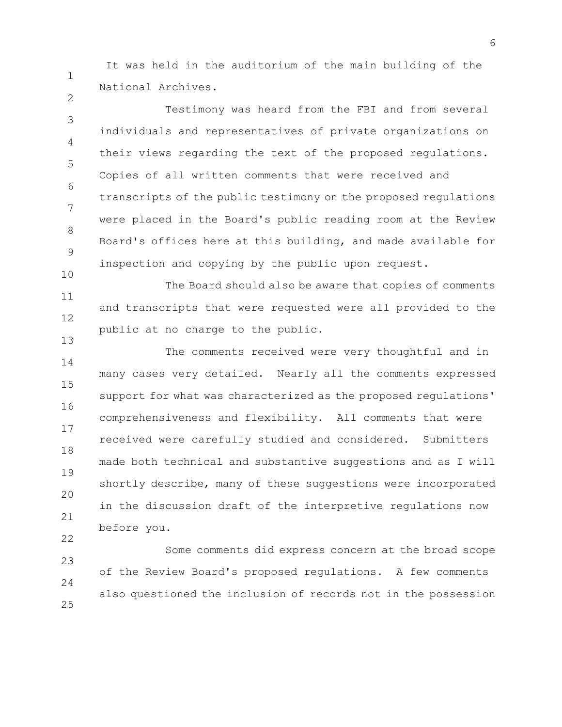It was held in the auditorium of the main building of the National Archives.

Testimony was heard from the FBI and from several individuals and representatives of private organizations on their views regarding the text of the proposed regulations. Copies of all written comments that were received and transcripts of the public testimony on the proposed regulations were placed in the Board's public reading room at the Review Board's offices here at this building, and made available for inspection and copying by the public upon request.

The Board should also be aware that copies of comments and transcripts that were requested were all provided to the public at no charge to the public.

The comments received were very thoughtful and in many cases very detailed. Nearly all the comments expressed support for what was characterized as the proposed regulations' comprehensiveness and flexibility. All comments that were received were carefully studied and considered. Submitters made both technical and substantive suggestions and as I will shortly describe, many of these suggestions were incorporated in the discussion draft of the interpretive regulations now before you.

Some comments did express concern at the broad scope of the Review Board's proposed regulations. A few comments also questioned the inclusion of records not in the possession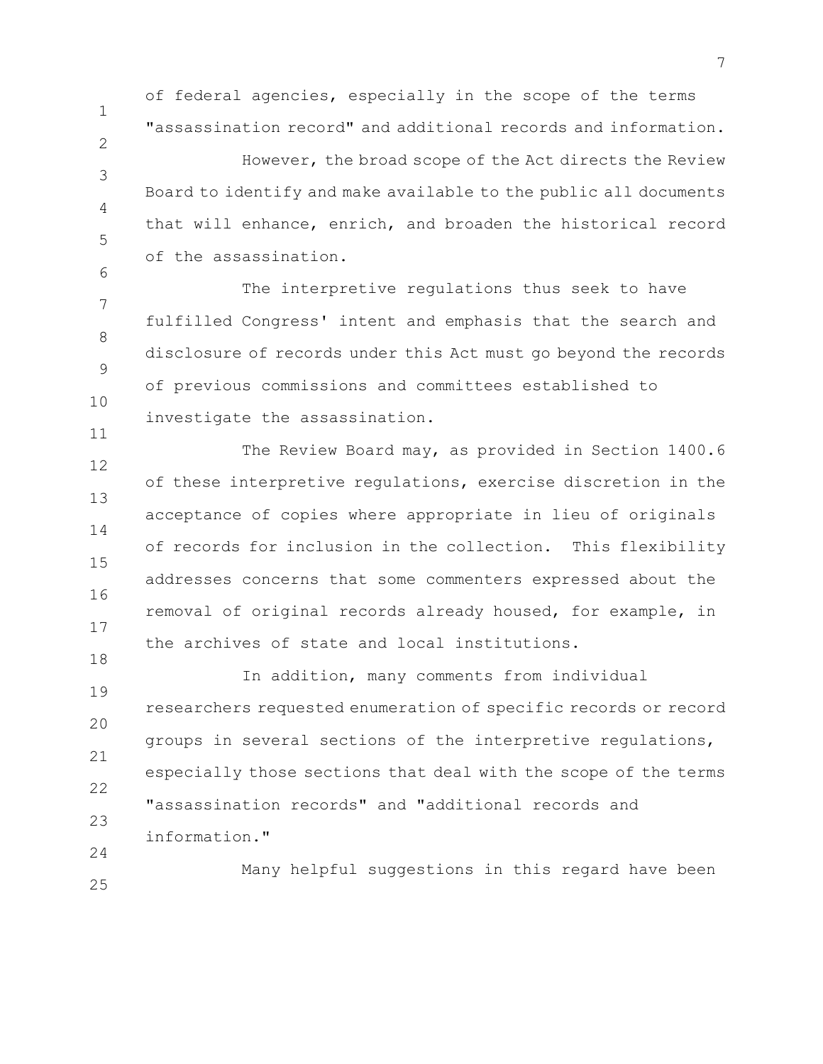of federal agencies, especially in the scope of the terms "assassination record" and additional records and information.

However, the broad scope of the Act directs the Review Board to identify and make available to the public all documents that will enhance, enrich, and broaden the historical record of the assassination.

The interpretive regulations thus seek to have fulfilled Congress' intent and emphasis that the search and disclosure of records under this Act must go beyond the records of previous commissions and committees established to investigate the assassination.

The Review Board may, as provided in Section 1400.6 of these interpretive regulations, exercise discretion in the acceptance of copies where appropriate in lieu of originals of records for inclusion in the collection. This flexibility addresses concerns that some commenters expressed about the removal of original records already housed, for example, in the archives of state and local institutions.

In addition, many comments from individual researchers requested enumeration of specific records or record groups in several sections of the interpretive regulations, especially those sections that deal with the scope of the terms "assassination records" and "additional records and information."

Many helpful suggestions in this regard have been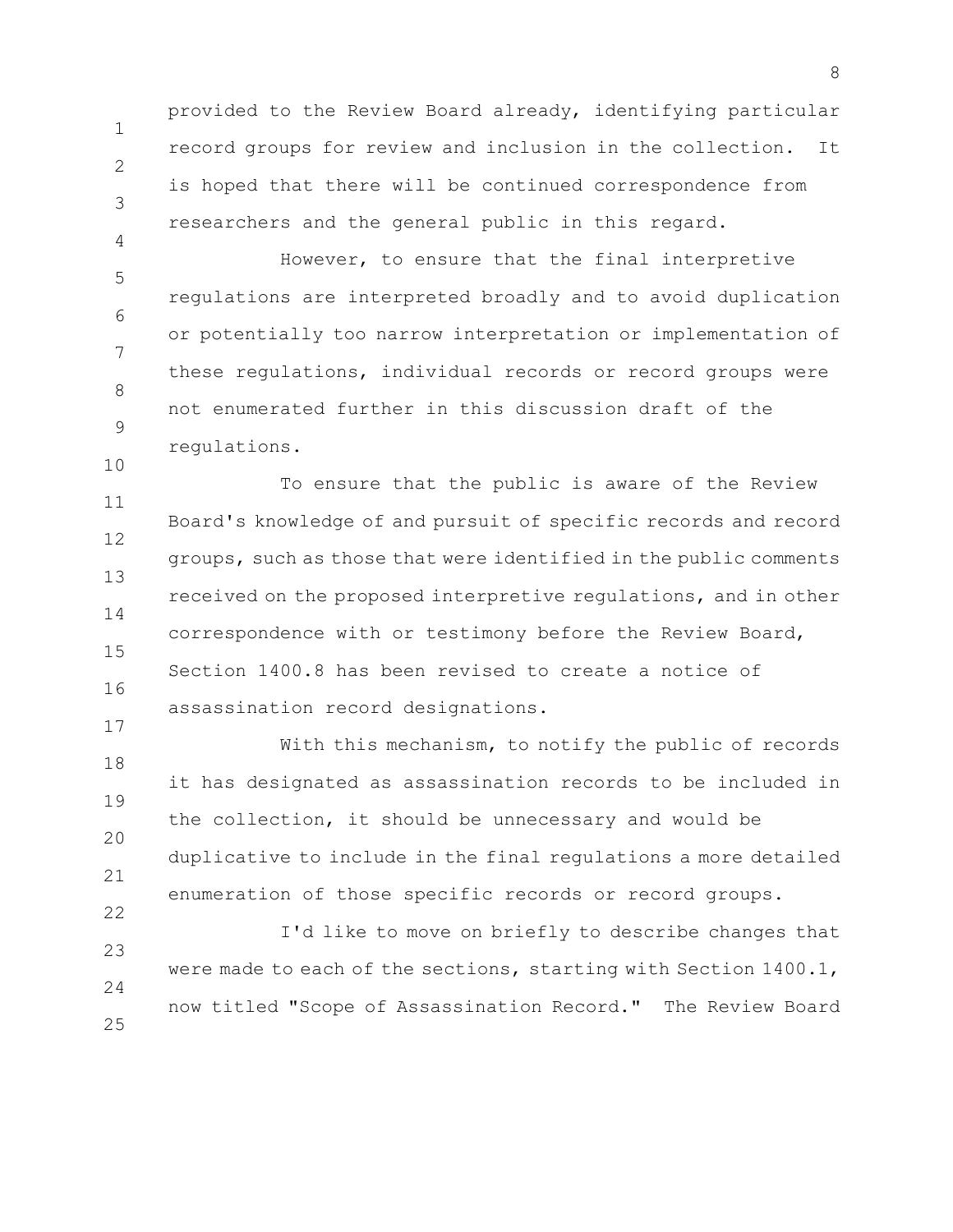provided to the Review Board already, identifying particular record groups for review and inclusion in the collection. It is hoped that there will be continued correspondence from researchers and the general public in this regard.

However, to ensure that the final interpretive regulations are interpreted broadly and to avoid duplication or potentially too narrow interpretation or implementation of these regulations, individual records or record groups were not enumerated further in this discussion draft of the regulations.

To ensure that the public is aware of the Review Board's knowledge of and pursuit of specific records and record groups, such as those that were identified in the public comments received on the proposed interpretive regulations, and in other correspondence with or testimony before the Review Board, Section 1400.8 has been revised to create a notice of assassination record designations.

With this mechanism, to notify the public of records it has designated as assassination records to be included in the collection, it should be unnecessary and would be duplicative to include in the final regulations a more detailed enumeration of those specific records or record groups.

I'd like to move on briefly to describe changes that were made to each of the sections, starting with Section 1400.1, now titled "Scope of Assassination Record." The Review Board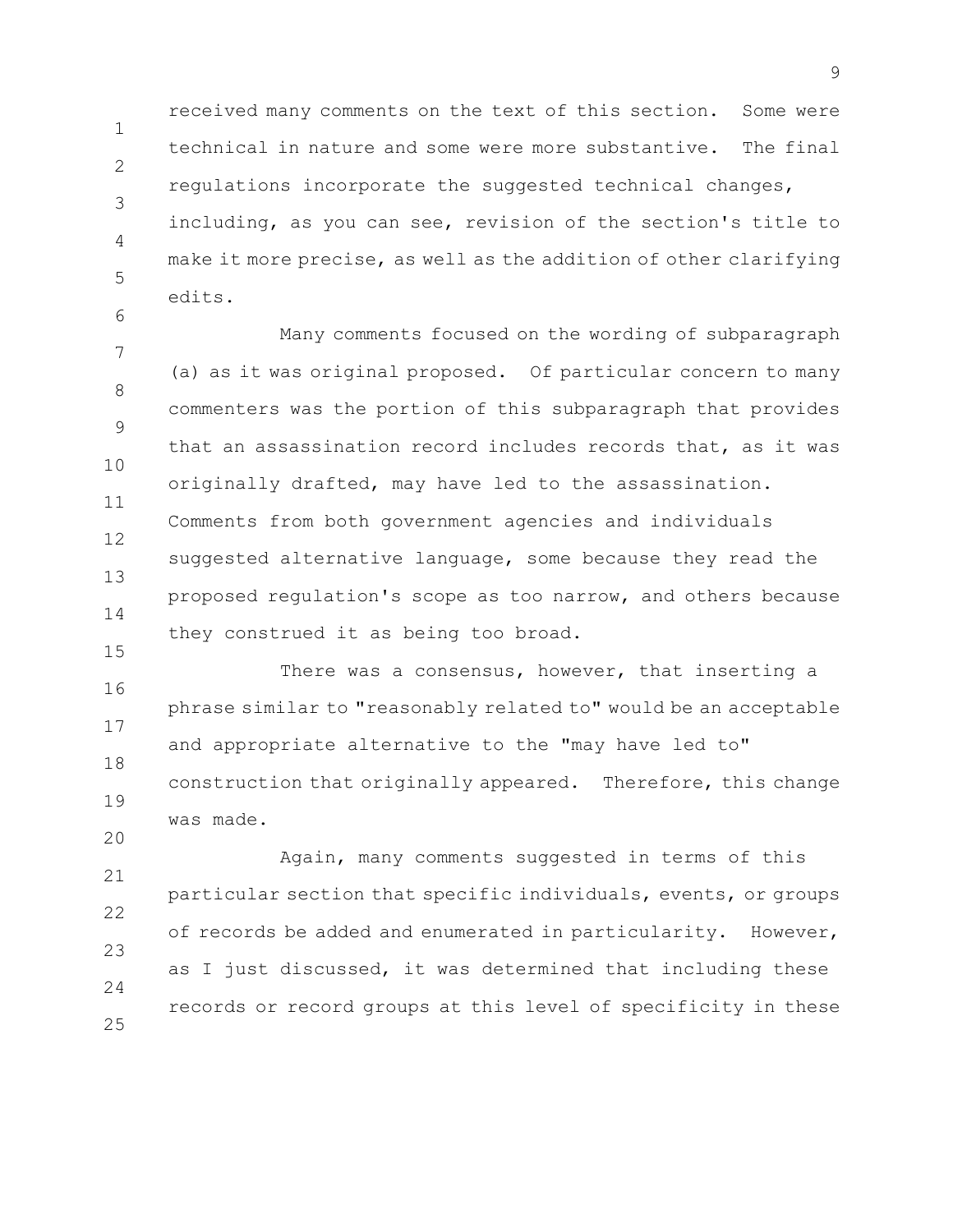received many comments on the text of this section. Some were technical in nature and some were more substantive. The final regulations incorporate the suggested technical changes, including, as you can see, revision of the section's title to make it more precise, as well as the addition of other clarifying edits.

Many comments focused on the wording of subparagraph (a) as it was original proposed. Of particular concern to many commenters was the portion of this subparagraph that provides that an assassination record includes records that, as it was originally drafted, may have led to the assassination. Comments from both government agencies and individuals suggested alternative language, some because they read the proposed regulation's scope as too narrow, and others because they construed it as being too broad.

There was a consensus, however, that inserting a phrase similar to "reasonably related to" would be an acceptable and appropriate alternative to the "may have led to" construction that originally appeared. Therefore, this change was made.

Again, many comments suggested in terms of this particular section that specific individuals, events, or groups of records be added and enumerated in particularity. However, as I just discussed, it was determined that including these records or record groups at this level of specificity in these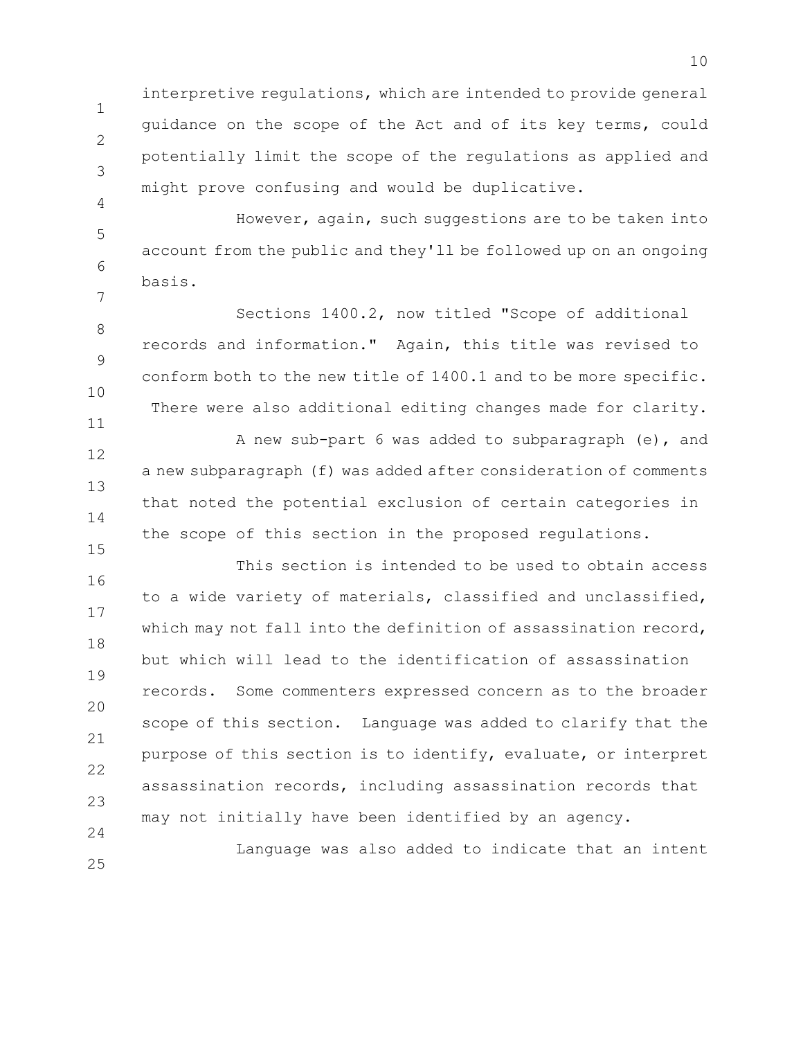interpretive regulations, which are intended to provide general guidance on the scope of the Act and of its key terms, could potentially limit the scope of the regulations as applied and might prove confusing and would be duplicative.

However, again, such suggestions are to be taken into account from the public and they'll be followed up on an ongoing basis.

Sections 1400.2, now titled "Scope of additional records and information." Again, this title was revised to conform both to the new title of 1400.1 and to be more specific. There were also additional editing changes made for clarity.

A new sub-part 6 was added to subparagraph (e), and a new subparagraph (f) was added after consideration of comments that noted the potential exclusion of certain categories in the scope of this section in the proposed regulations.

This section is intended to be used to obtain access to a wide variety of materials, classified and unclassified, which may not fall into the definition of assassination record, but which will lead to the identification of assassination records. Some commenters expressed concern as to the broader scope of this section. Language was added to clarify that the purpose of this section is to identify, evaluate, or interpret assassination records, including assassination records that may not initially have been identified by an agency.

Language was also added to indicate that an intent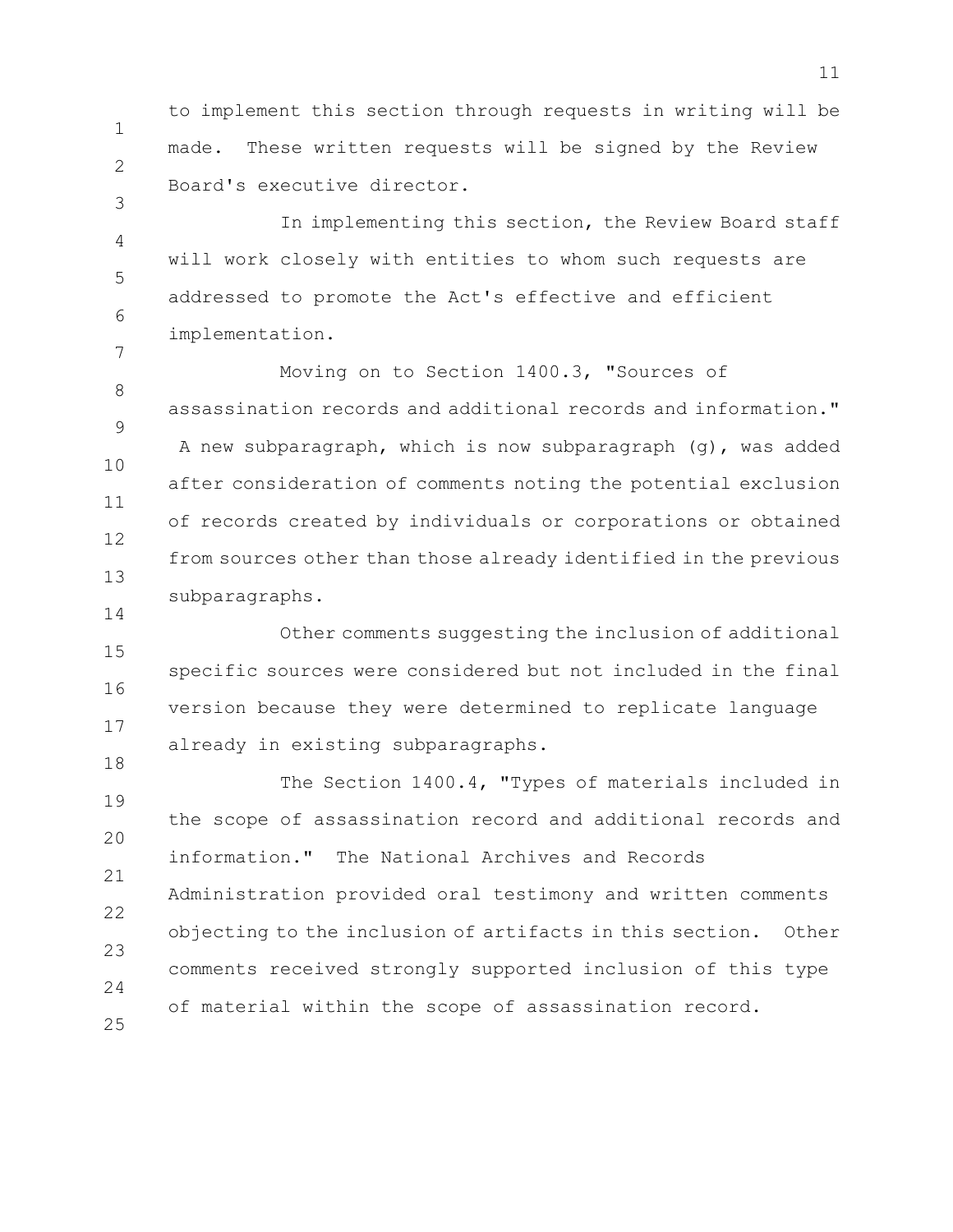to implement this section through requests in writing will be made. These written requests will be signed by the Review Board's executive director.

In implementing this section, the Review Board staff will work closely with entities to whom such requests are addressed to promote the Act's effective and efficient implementation.

Moving on to Section 1400.3, "Sources of assassination records and additional records and information." A new subparagraph, which is now subparagraph (g), was added after consideration of comments noting the potential exclusion of records created by individuals or corporations or obtained from sources other than those already identified in the previous subparagraphs.

Other comments suggesting the inclusion of additional specific sources were considered but not included in the final version because they were determined to replicate language already in existing subparagraphs.

The Section 1400.4, "Types of materials included in the scope of assassination record and additional records and information." The National Archives and Records Administration provided oral testimony and written comments objecting to the inclusion of artifacts in this section. Other comments received strongly supported inclusion of this type of material within the scope of assassination record.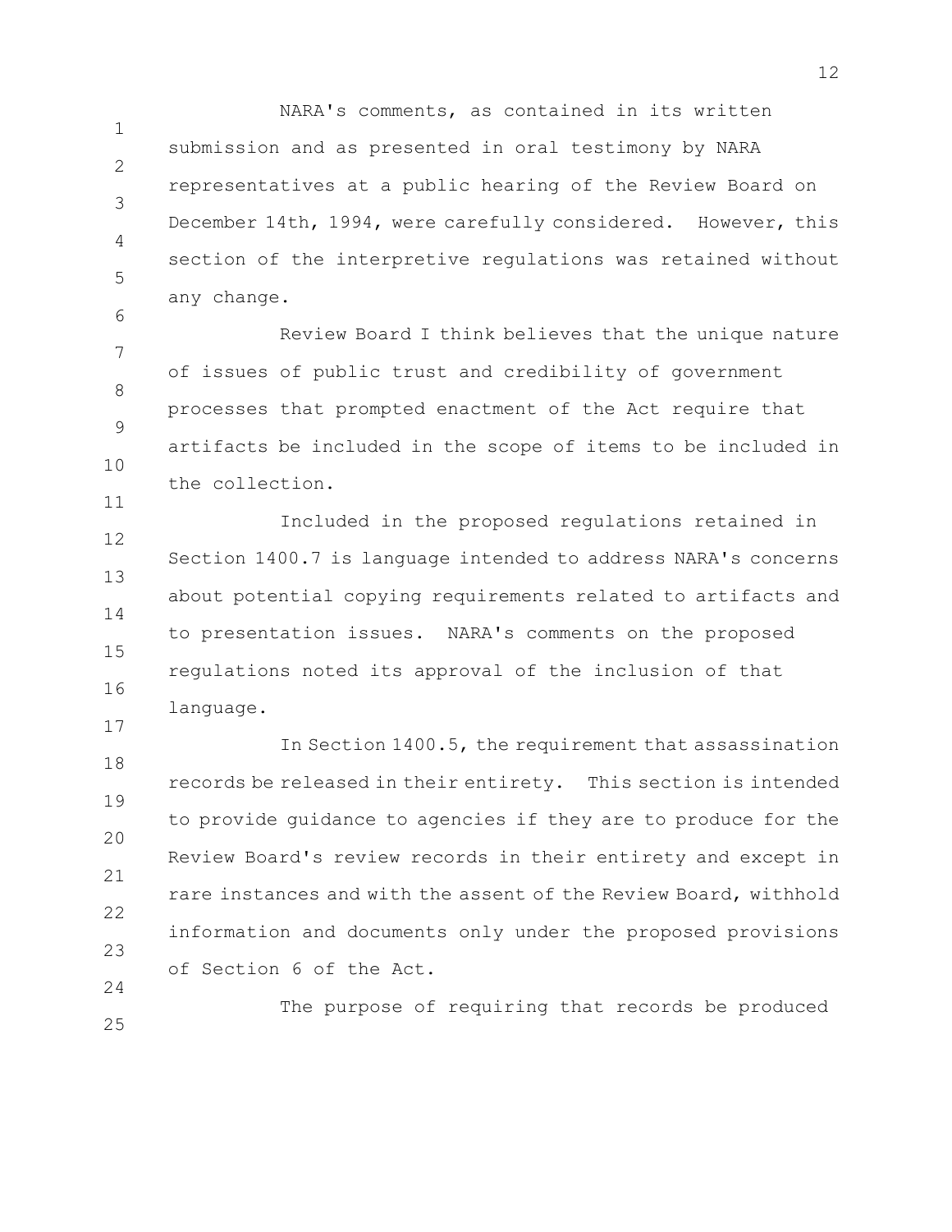NARA's comments, as contained in its written submission and as presented in oral testimony by NARA representatives at a public hearing of the Review Board on December 14th, 1994, were carefully considered. However, this section of the interpretive regulations was retained without any change.

Review Board I think believes that the unique nature of issues of public trust and credibility of government processes that prompted enactment of the Act require that artifacts be included in the scope of items to be included in the collection.

Included in the proposed regulations retained in Section 1400.7 is language intended to address NARA's concerns about potential copying requirements related to artifacts and to presentation issues. NARA's comments on the proposed regulations noted its approval of the inclusion of that language.

In Section 1400.5, the requirement that assassination records be released in their entirety. This section is intended to provide guidance to agencies if they are to produce for the Review Board's review records in their entirety and except in rare instances and with the assent of the Review Board, withhold information and documents only under the proposed provisions of Section 6 of the Act.

The purpose of requiring that records be produced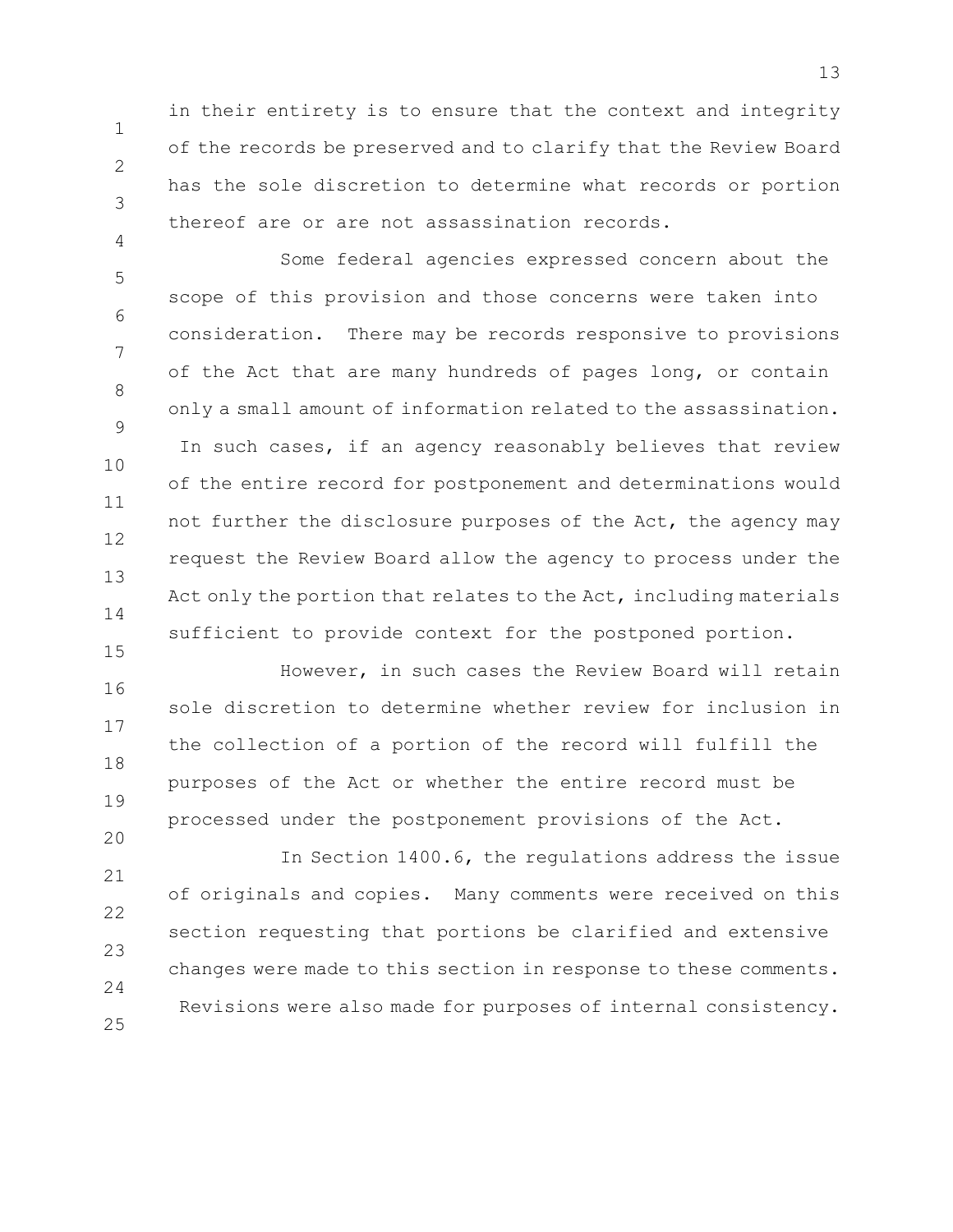in their entirety is to ensure that the context and integrity of the records be preserved and to clarify that the Review Board has the sole discretion to determine what records or portion thereof are or are not assassination records.

Some federal agencies expressed concern about the scope of this provision and those concerns were taken into consideration. There may be records responsive to provisions of the Act that are many hundreds of pages long, or contain only a small amount of information related to the assassination. In such cases, if an agency reasonably believes that review of the entire record for postponement and determinations would not further the disclosure purposes of the Act, the agency may request the Review Board allow the agency to process under the Act only the portion that relates to the Act, including materials sufficient to provide context for the postponed portion.

However, in such cases the Review Board will retain sole discretion to determine whether review for inclusion in the collection of a portion of the record will fulfill the purposes of the Act or whether the entire record must be processed under the postponement provisions of the Act.

In Section 1400.6, the regulations address the issue of originals and copies. Many comments were received on this section requesting that portions be clarified and extensive changes were made to this section in response to these comments. Revisions were also made for purposes of internal consistency.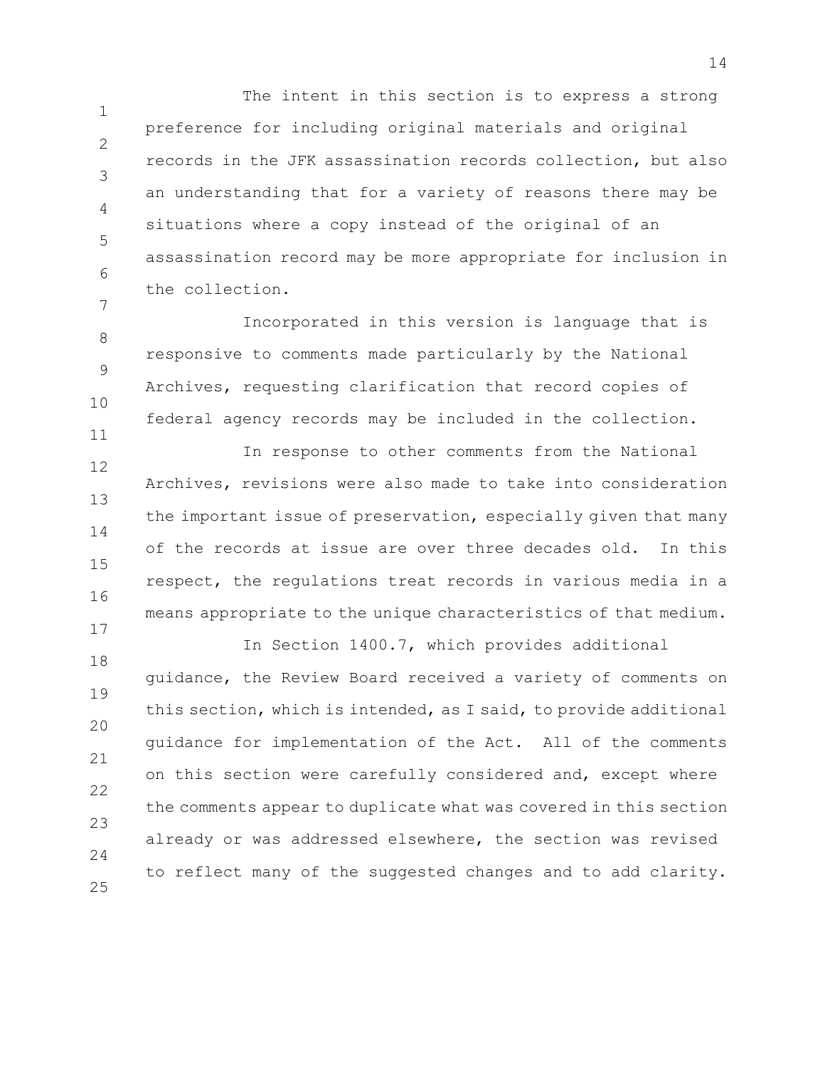The intent in this section is to express a strong preference for including original materials and original records in the JFK assassination records collection, but also an understanding that for a variety of reasons there may be situations where a copy instead of the original of an assassination record may be more appropriate for inclusion in the collection.

Incorporated in this version is language that is responsive to comments made particularly by the National Archives, requesting clarification that record copies of federal agency records may be included in the collection.

In response to other comments from the National Archives, revisions were also made to take into consideration the important issue of preservation, especially given that many of the records at issue are over three decades old. In this respect, the regulations treat records in various media in a means appropriate to the unique characteristics of that medium.

In Section 1400.7, which provides additional guidance, the Review Board received a variety of comments on this section, which is intended, as I said, to provide additional guidance for implementation of the Act. All of the comments on this section were carefully considered and, except where the comments appear to duplicate what was covered in this section already or was addressed elsewhere, the section was revised to reflect many of the suggested changes and to add clarity.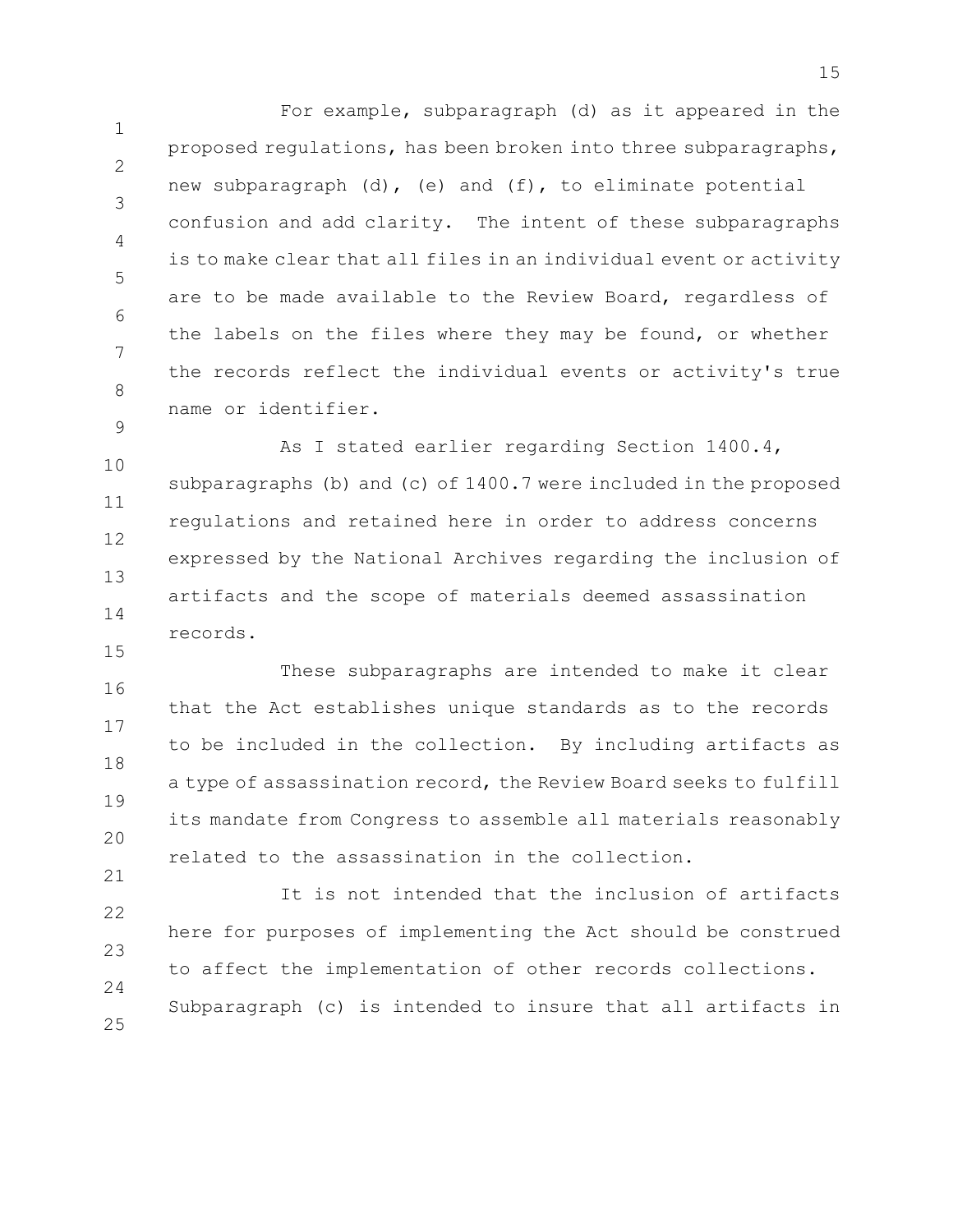For example, subparagraph (d) as it appeared in the proposed regulations, has been broken into three subparagraphs, new subparagraph (d), (e) and (f), to eliminate potential confusion and add clarity. The intent of these subparagraphs is to make clear that all files in an individual event or activity are to be made available to the Review Board, regardless of the labels on the files where they may be found, or whether the records reflect the individual events or activity's true name or identifier.

As I stated earlier regarding Section 1400.4, subparagraphs (b) and (c) of 1400.7 were included in the proposed regulations and retained here in order to address concerns expressed by the National Archives regarding the inclusion of artifacts and the scope of materials deemed assassination records.

These subparagraphs are intended to make it clear that the Act establishes unique standards as to the records to be included in the collection. By including artifacts as a type of assassination record, the Review Board seeks to fulfill its mandate from Congress to assemble all materials reasonably related to the assassination in the collection.

It is not intended that the inclusion of artifacts here for purposes of implementing the Act should be construed to affect the implementation of other records collections. Subparagraph (c) is intended to insure that all artifacts in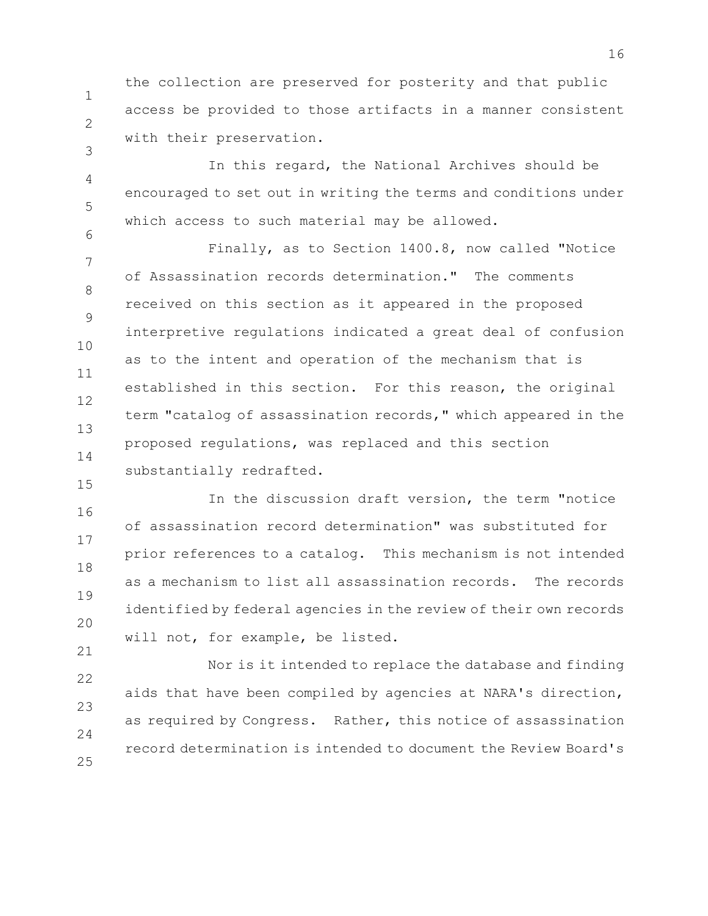the collection are preserved for posterity and that public access be provided to those artifacts in a manner consistent with their preservation.

In this regard, the National Archives should be encouraged to set out in writing the terms and conditions under which access to such material may be allowed.

Finally, as to Section 1400.8, now called "Notice of Assassination records determination." The comments received on this section as it appeared in the proposed interpretive regulations indicated a great deal of confusion as to the intent and operation of the mechanism that is established in this section. For this reason, the original term "catalog of assassination records," which appeared in the proposed regulations, was replaced and this section substantially redrafted.

In the discussion draft version, the term "notice of assassination record determination" was substituted for prior references to a catalog. This mechanism is not intended as a mechanism to list all assassination records. The records identified by federal agencies in the review of their own records will not, for example, be listed.

Nor is it intended to replace the database and finding aids that have been compiled by agencies at NARA's direction, as required by Congress. Rather, this notice of assassination record determination is intended to document the Review Board's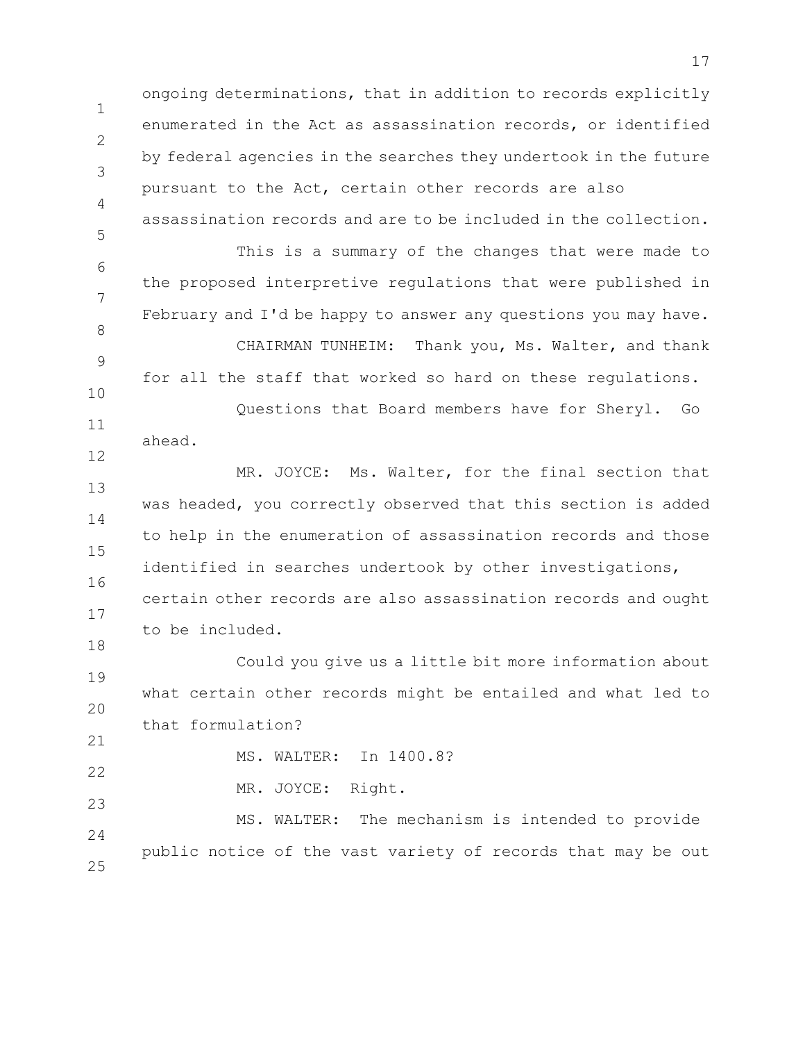ongoing determinations, that in addition to records explicitly enumerated in the Act as assassination records, or identified by federal agencies in the searches they undertook in the future pursuant to the Act, certain other records are also assassination records and are to be included in the collection.

This is a summary of the changes that were made to the proposed interpretive regulations that were published in February and I'd be happy to answer any questions you may have.

CHAIRMAN TUNHEIM: Thank you, Ms. Walter, and thank for all the staff that worked so hard on these regulations.

Questions that Board members have for Sheryl. Go ahead.

MR. JOYCE: Ms. Walter, for the final section that was headed, you correctly observed that this section is added to help in the enumeration of assassination records and those identified in searches undertook by other investigations, certain other records are also assassination records and ought to be included.

Could you give us a little bit more information about what certain other records might be entailed and what led to that formulation?

MS. WALTER: In 1400.8?

MR. JOYCE: Right.

MS. WALTER: The mechanism is intended to provide public notice of the vast variety of records that may be out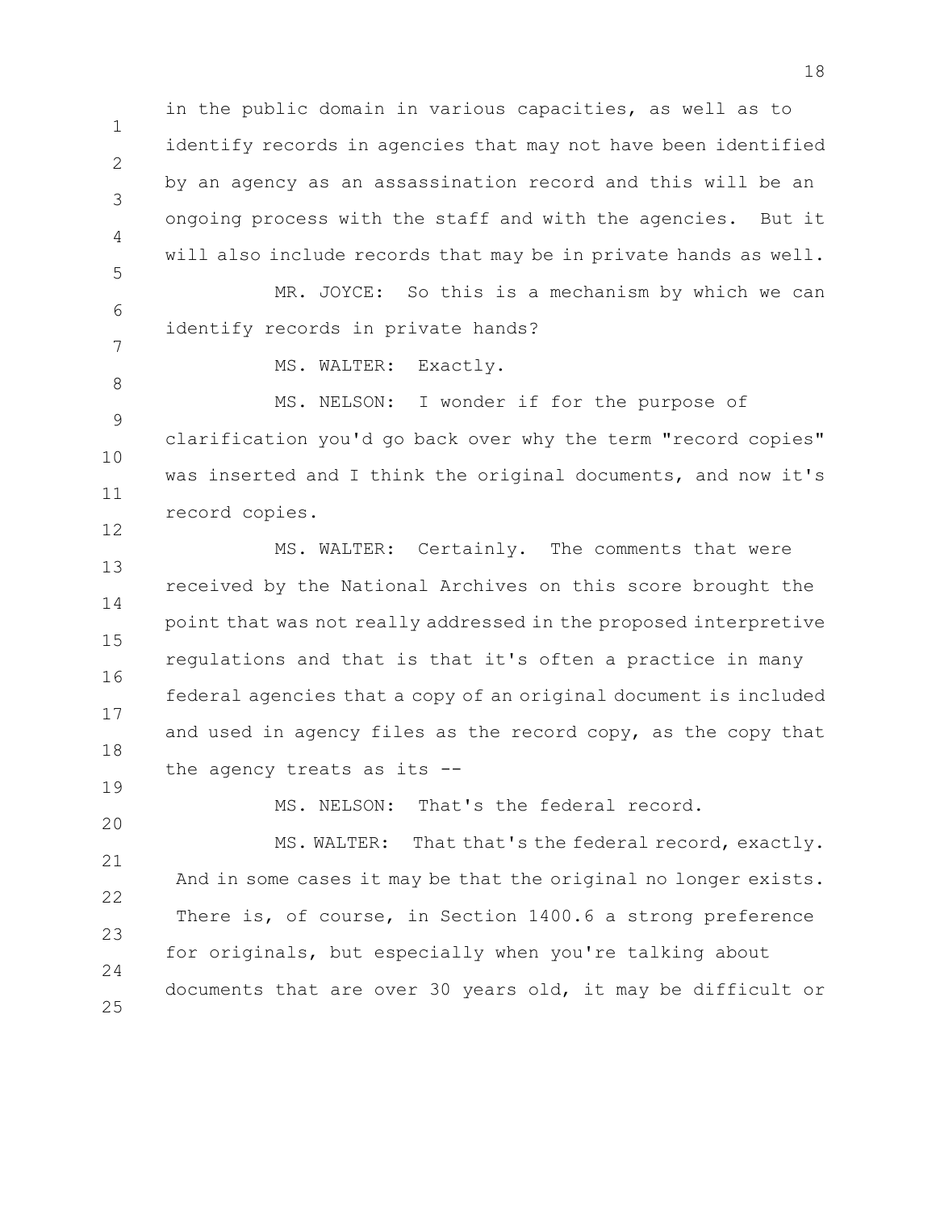in the public domain in various capacities, as well as to identify records in agencies that may not have been identified by an agency as an assassination record and this will be an ongoing process with the staff and with the agencies. But it will also include records that may be in private hands as well.

MR. JOYCE: So this is a mechanism by which we can identify records in private hands?

MS. WALTER: Exactly.

MS. NELSON: I wonder if for the purpose of clarification you'd go back over why the term "record copies" was inserted and I think the original documents, and now it's record copies.

MS. WALTER: Certainly. The comments that were received by the National Archives on this score brought the point that was not really addressed in the proposed interpretive regulations and that is that it's often a practice in many federal agencies that a copy of an original document is included and used in agency files as the record copy, as the copy that the agency treats as its --

MS. NELSON: That's the federal record.

MS. WALTER: That that's the federal record, exactly. And in some cases it may be that the original no longer exists. There is, of course, in Section 1400.6 a strong preference for originals, but especially when you're talking about documents that are over 30 years old, it may be difficult or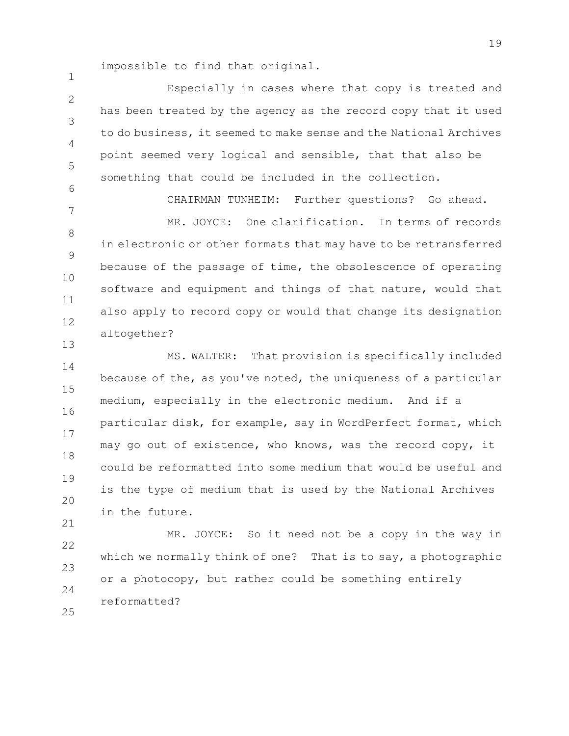impossible to find that original.

Especially in cases where that copy is treated and has been treated by the agency as the record copy that it used to do business, it seemed to make sense and the National Archives point seemed very logical and sensible, that that also be something that could be included in the collection.

CHAIRMAN TUNHEIM: Further questions? Go ahead.

MR. JOYCE: One clarification. In terms of records in electronic or other formats that may have to be retransferred because of the passage of time, the obsolescence of operating software and equipment and things of that nature, would that also apply to record copy or would that change its designation altogether?

MS. WALTER: That provision is specifically included because of the, as you've noted, the uniqueness of a particular medium, especially in the electronic medium. And if a particular disk, for example, say in WordPerfect format, which may go out of existence, who knows, was the record copy, it could be reformatted into some medium that would be useful and is the type of medium that is used by the National Archives in the future.

MR. JOYCE: So it need not be a copy in the way in which we normally think of one? That is to say, a photographic or a photocopy, but rather could be something entirely reformatted?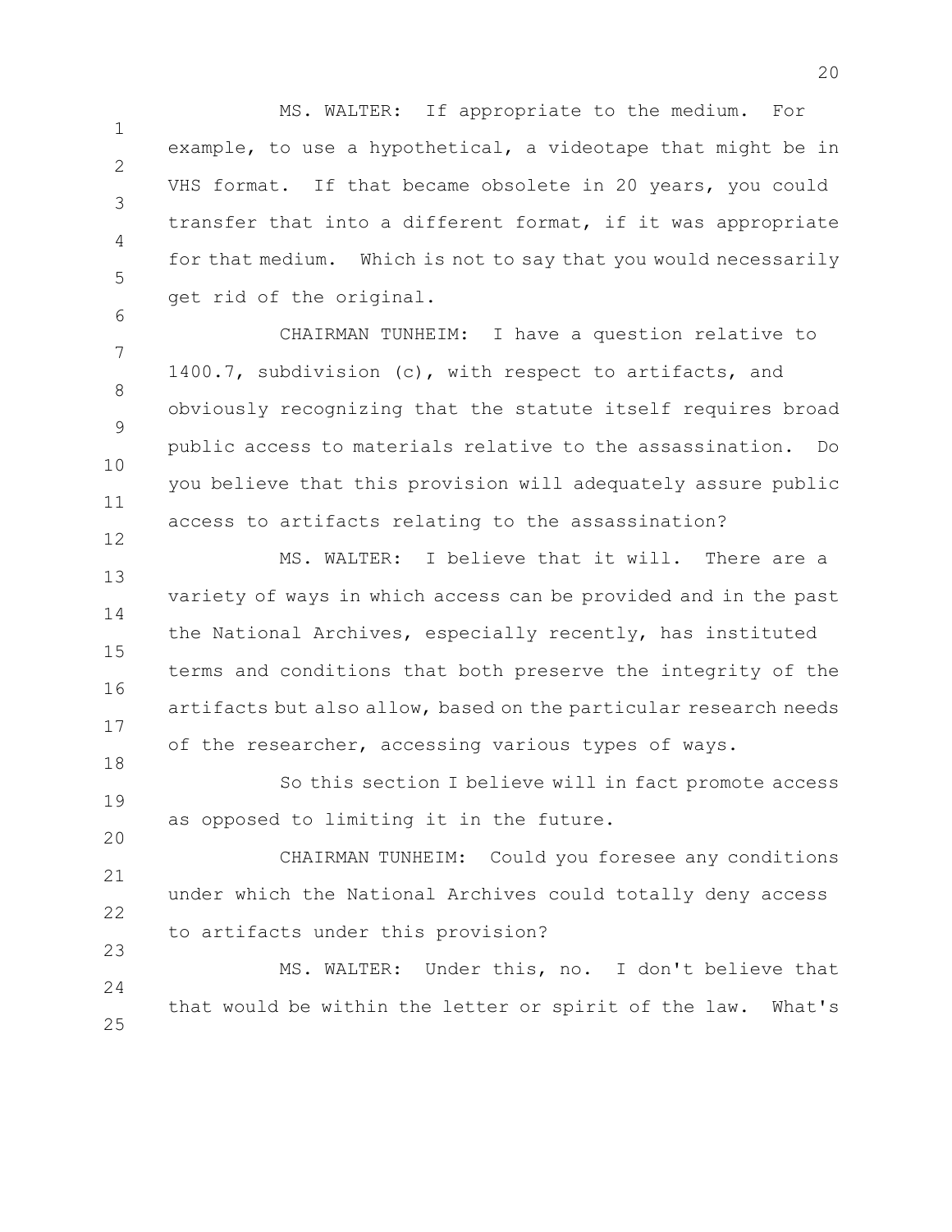MS. WALTER: If appropriate to the medium. For example, to use a hypothetical, a videotape that might be in VHS format. If that became obsolete in 20 years, you could transfer that into a different format, if it was appropriate for that medium. Which is not to say that you would necessarily get rid of the original.

CHAIRMAN TUNHEIM: I have a question relative to 1400.7, subdivision (c), with respect to artifacts, and obviously recognizing that the statute itself requires broad public access to materials relative to the assassination. Do you believe that this provision will adequately assure public access to artifacts relating to the assassination?

MS. WALTER: I believe that it will. There are a variety of ways in which access can be provided and in the past the National Archives, especially recently, has instituted terms and conditions that both preserve the integrity of the artifacts but also allow, based on the particular research needs of the researcher, accessing various types of ways.

So this section I believe will in fact promote access as opposed to limiting it in the future.

CHAIRMAN TUNHEIM: Could you foresee any conditions under which the National Archives could totally deny access to artifacts under this provision?

MS. WALTER: Under this, no. I don't believe that that would be within the letter or spirit of the law. What's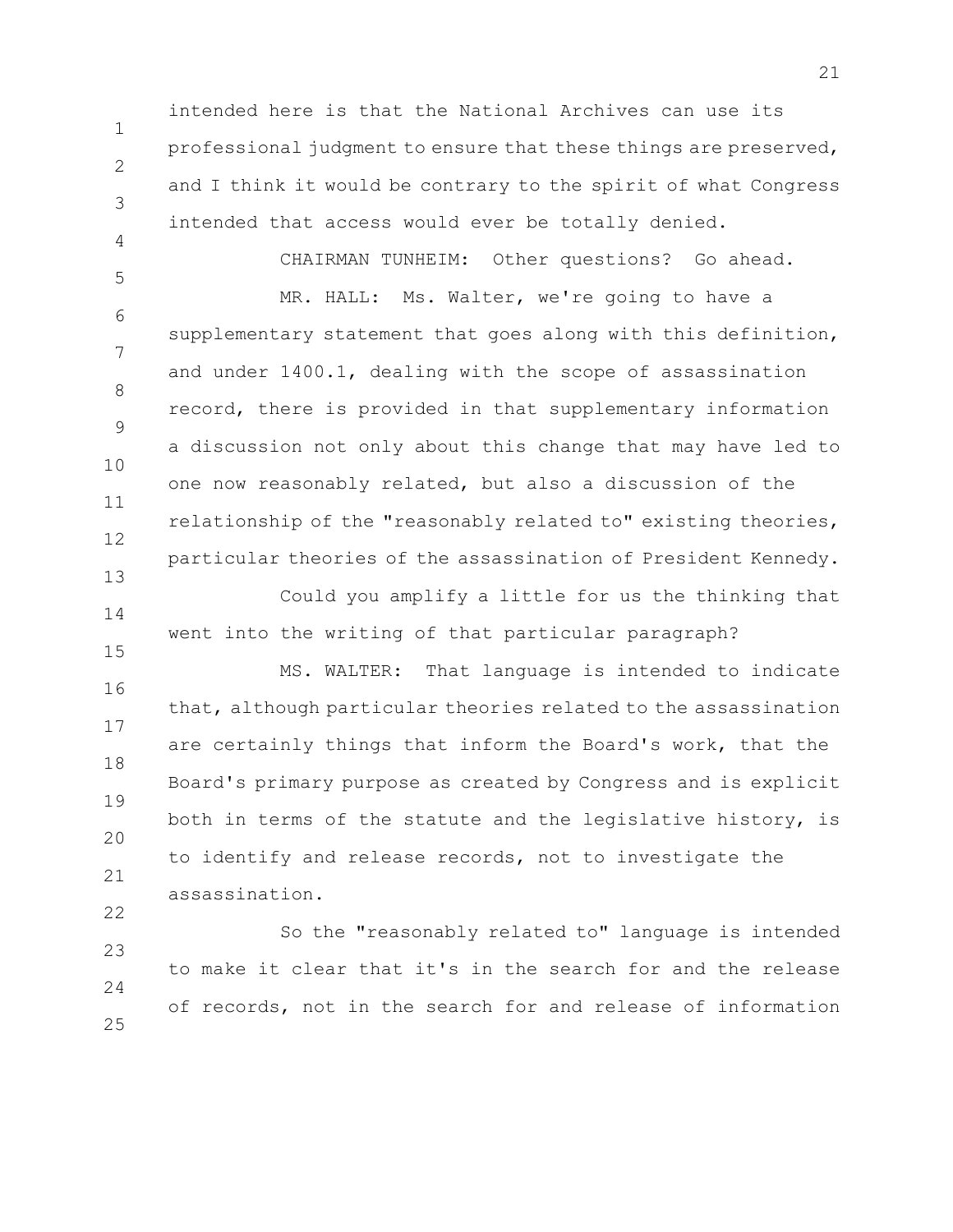intended here is that the National Archives can use its professional judgment to ensure that these things are preserved, and I think it would be contrary to the spirit of what Congress intended that access would ever be totally denied.

CHAIRMAN TUNHEIM: Other questions? Go ahead.

MR. HALL: Ms. Walter, we're going to have a supplementary statement that goes along with this definition, and under 1400.1, dealing with the scope of assassination record, there is provided in that supplementary information a discussion not only about this change that may have led to one now reasonably related, but also a discussion of the relationship of the "reasonably related to" existing theories, particular theories of the assassination of President Kennedy.

Could you amplify a little for us the thinking that went into the writing of that particular paragraph?

MS. WALTER: That language is intended to indicate that, although particular theories related to the assassination are certainly things that inform the Board's work, that the Board's primary purpose as created by Congress and is explicit both in terms of the statute and the legislative history, is to identify and release records, not to investigate the assassination.

So the "reasonably related to" language is intended to make it clear that it's in the search for and the release of records, not in the search for and release of information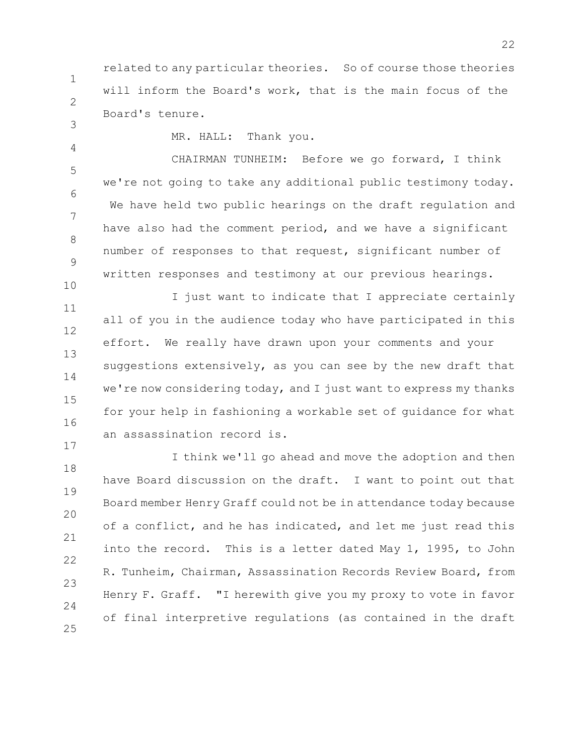related to any particular theories. So of course those theories will inform the Board's work, that is the main focus of the Board's tenure.

MR. HALL: Thank you.

CHAIRMAN TUNHEIM: Before we go forward, I think we're not going to take any additional public testimony today. We have held two public hearings on the draft regulation and have also had the comment period, and we have a significant number of responses to that request, significant number of written responses and testimony at our previous hearings.

I just want to indicate that I appreciate certainly all of you in the audience today who have participated in this effort. We really have drawn upon your comments and your suggestions extensively, as you can see by the new draft that we're now considering today, and I just want to express my thanks for your help in fashioning a workable set of guidance for what an assassination record is.

I think we'll go ahead and move the adoption and then have Board discussion on the draft. I want to point out that Board member Henry Graff could not be in attendance today because of a conflict, and he has indicated, and let me just read this into the record. This is a letter dated May 1, 1995, to John R. Tunheim, Chairman, Assassination Records Review Board, from Henry F. Graff. "I herewith give you my proxy to vote in favor of final interpretive regulations (as contained in the draft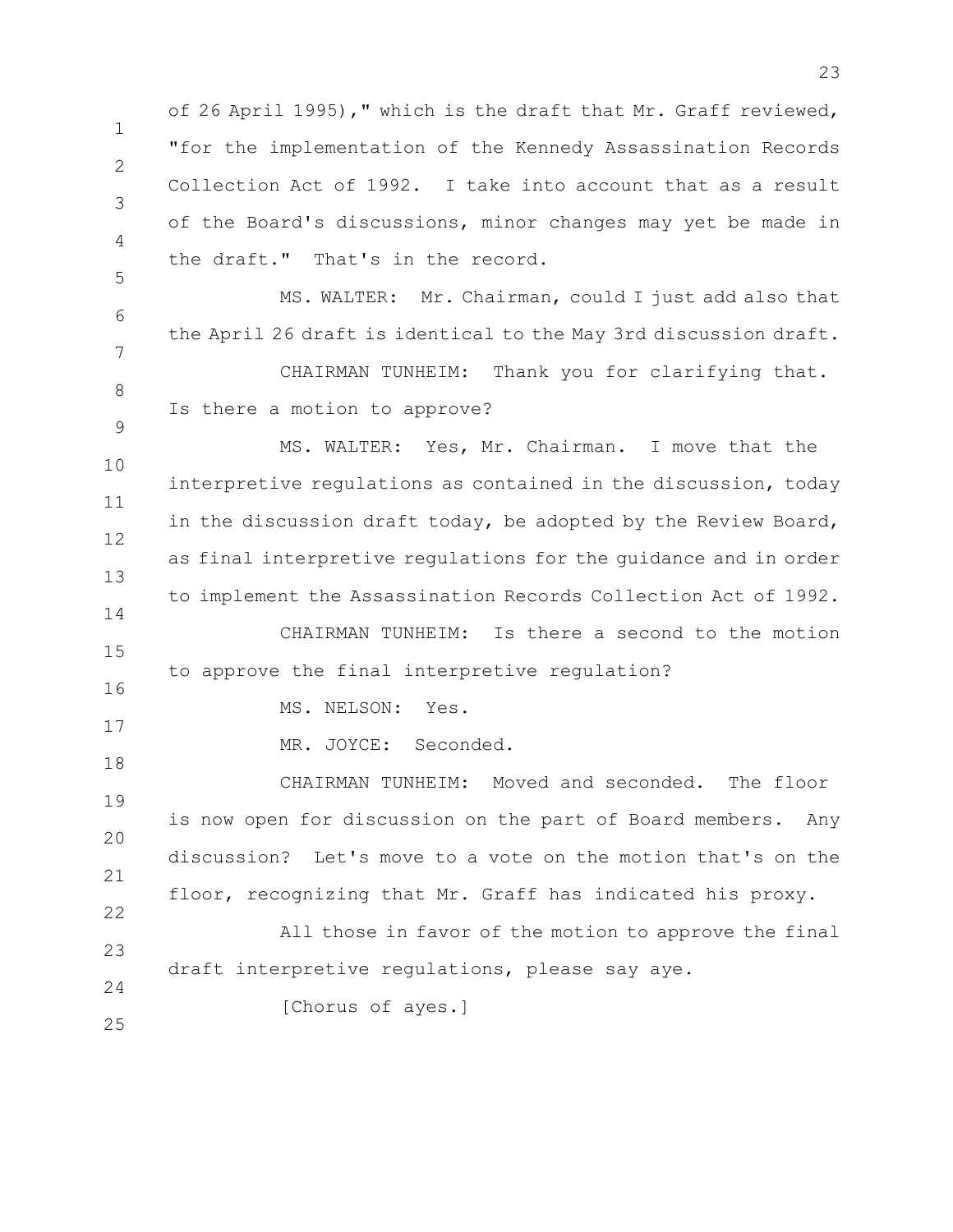of 26 April 1995)," which is the draft that Mr. Graff reviewed, "for the implementation of the Kennedy Assassination Records Collection Act of 1992. I take into account that as a result of the Board's discussions, minor changes may yet be made in the draft." That's in the record.

MS. WALTER: Mr. Chairman, could I just add also that the April 26 draft is identical to the May 3rd discussion draft.

CHAIRMAN TUNHEIM: Thank you for clarifying that. Is there a motion to approve?

MS. WALTER: Yes, Mr. Chairman. I move that the interpretive regulations as contained in the discussion, today in the discussion draft today, be adopted by the Review Board, as final interpretive regulations for the guidance and in order to implement the Assassination Records Collection Act of 1992.

CHAIRMAN TUNHEIM: Is there a second to the motion to approve the final interpretive regulation?

MS. NELSON: Yes.

MR. JOYCE: Seconded.

CHAIRMAN TUNHEIM: Moved and seconded. The floor is now open for discussion on the part of Board members. Any discussion? Let's move to a vote on the motion that's on the floor, recognizing that Mr. Graff has indicated his proxy.

All those in favor of the motion to approve the final draft interpretive regulations, please say aye.

[Chorus of ayes.]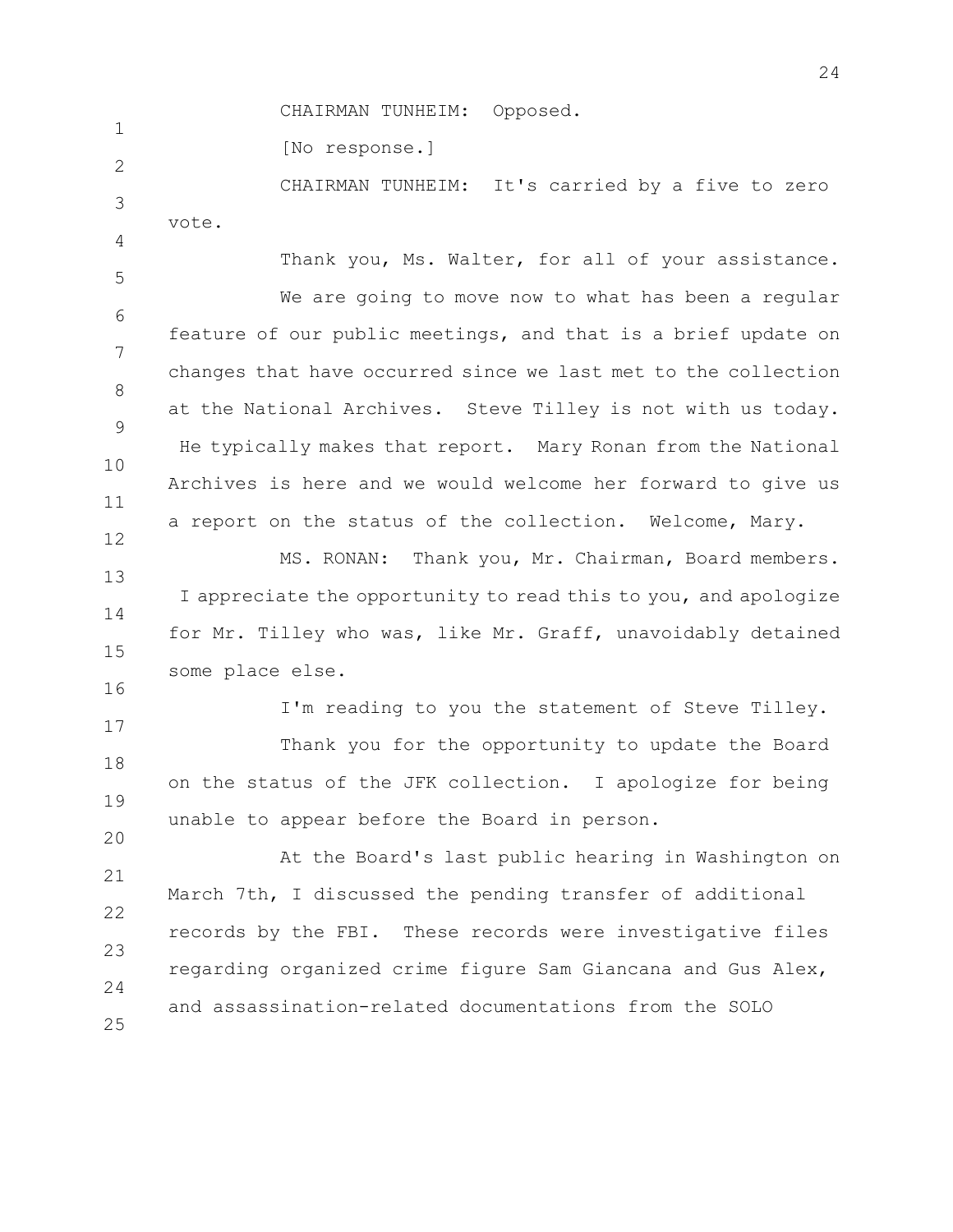CHAIRMAN TUNHEIM: Opposed.

[No response.]

CHAIRMAN TUNHEIM: It's carried by a five to zero vote.

Thank you, Ms. Walter, for all of your assistance.

We are going to move now to what has been a regular feature of our public meetings, and that is a brief update on changes that have occurred since we last met to the collection at the National Archives. Steve Tilley is not with us today. He typically makes that report. Mary Ronan from the National Archives is here and we would welcome her forward to give us a report on the status of the collection. Welcome, Mary.

MS. RONAN: Thank you, Mr. Chairman, Board members. I appreciate the opportunity to read this to you, and apologize for Mr. Tilley who was, like Mr. Graff, unavoidably detained some place else.

I'm reading to you the statement of Steve Tilley.

Thank you for the opportunity to update the Board on the status of the JFK collection. I apologize for being unable to appear before the Board in person.

At the Board's last public hearing in Washington on March 7th, I discussed the pending transfer of additional records by the FBI. These records were investigative files regarding organized crime figure Sam Giancana and Gus Alex, and assassination-related documentations from the SOLO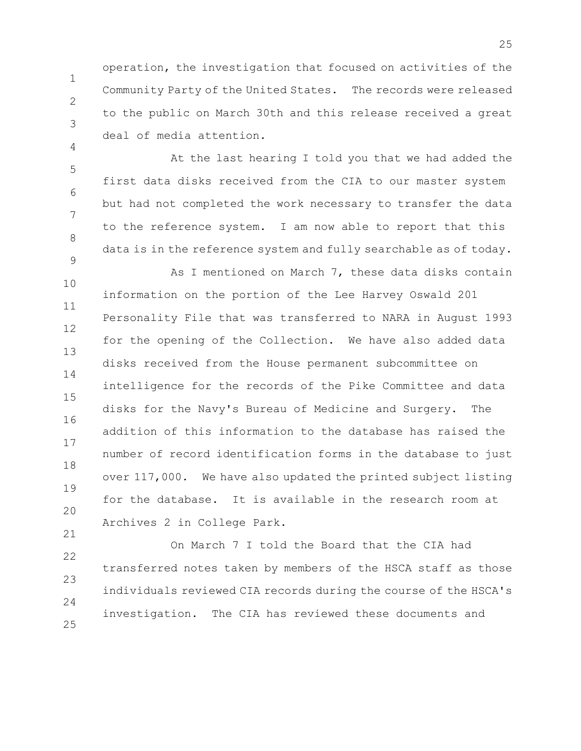operation, the investigation that focused on activities of the Community Party of the United States. The records were released to the public on March 30th and this release received a great deal of media attention.

At the last hearing I told you that we had added the first data disks received from the CIA to our master system but had not completed the work necessary to transfer the data to the reference system. I am now able to report that this data is in the reference system and fully searchable as of today.

As I mentioned on March 7, these data disks contain information on the portion of the Lee Harvey Oswald 201 Personality File that was transferred to NARA in August 1993 for the opening of the Collection. We have also added data disks received from the House permanent subcommittee on intelligence for the records of the Pike Committee and data disks for the Navy's Bureau of Medicine and Surgery. The addition of this information to the database has raised the number of record identification forms in the database to just over 117,000. We have also updated the printed subject listing for the database. It is available in the research room at Archives 2 in College Park.

On March 7 I told the Board that the CIA had transferred notes taken by members of the HSCA staff as those individuals reviewed CIA records during the course of the HSCA's investigation. The CIA has reviewed these documents and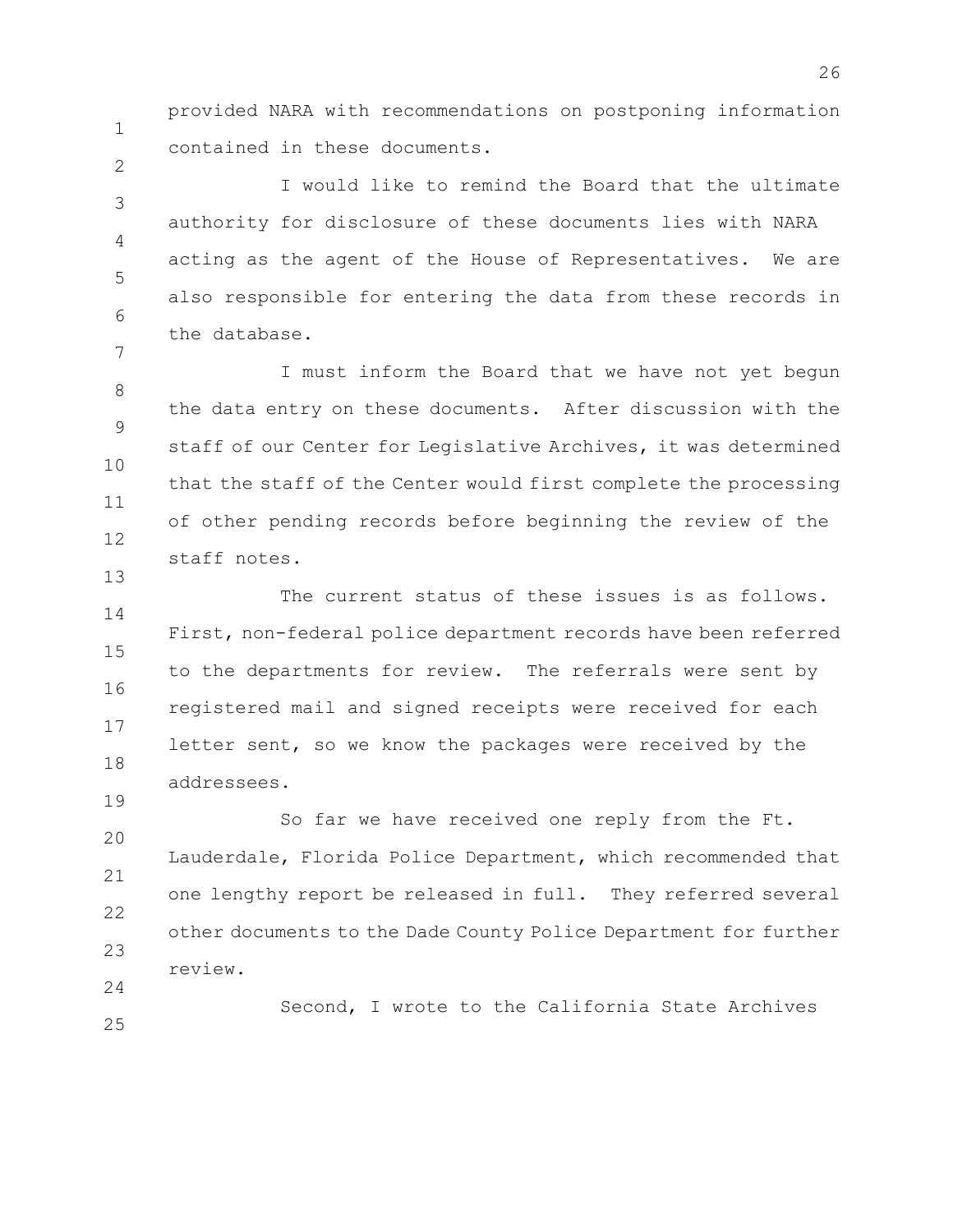provided NARA with recommendations on postponing information contained in these documents.

I would like to remind the Board that the ultimate authority for disclosure of these documents lies with NARA acting as the agent of the House of Representatives. We are also responsible for entering the data from these records in the database.

I must inform the Board that we have not yet begun the data entry on these documents. After discussion with the staff of our Center for Legislative Archives, it was determined that the staff of the Center would first complete the processing of other pending records before beginning the review of the staff notes.

The current status of these issues is as follows. First, non-federal police department records have been referred to the departments for review. The referrals were sent by registered mail and signed receipts were received for each letter sent, so we know the packages were received by the addressees.

So far we have received one reply from the Ft. Lauderdale, Florida Police Department, which recommended that one lengthy report be released in full. They referred several other documents to the Dade County Police Department for further review.

Second, I wrote to the California State Archives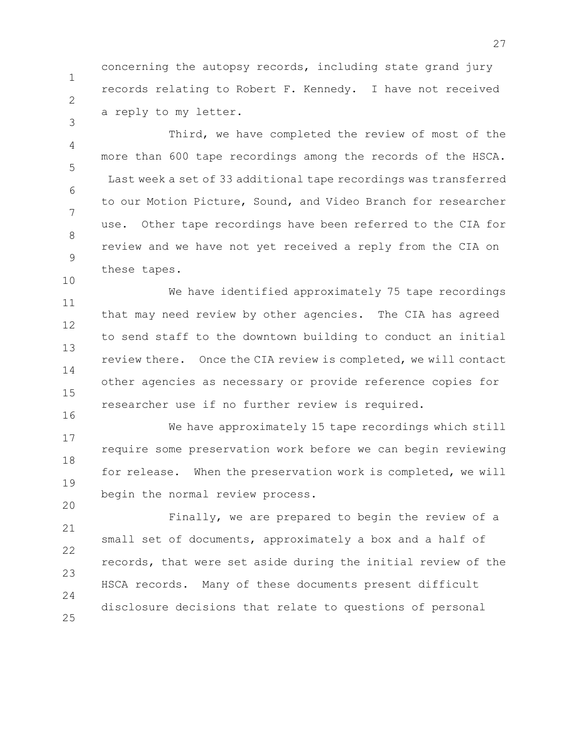concerning the autopsy records, including state grand jury records relating to Robert F. Kennedy. I have not received a reply to my letter.

Third, we have completed the review of most of the more than 600 tape recordings among the records of the HSCA. Last week a set of 33 additional tape recordings was transferred to our Motion Picture, Sound, and Video Branch for researcher use. Other tape recordings have been referred to the CIA for review and we have not yet received a reply from the CIA on these tapes.

We have identified approximately 75 tape recordings that may need review by other agencies. The CIA has agreed to send staff to the downtown building to conduct an initial review there. Once the CIA review is completed, we will contact other agencies as necessary or provide reference copies for researcher use if no further review is required.

We have approximately 15 tape recordings which still require some preservation work before we can begin reviewing for release. When the preservation work is completed, we will begin the normal review process.

Finally, we are prepared to begin the review of a small set of documents, approximately a box and a half of records, that were set aside during the initial review of the HSCA records. Many of these documents present difficult disclosure decisions that relate to questions of personal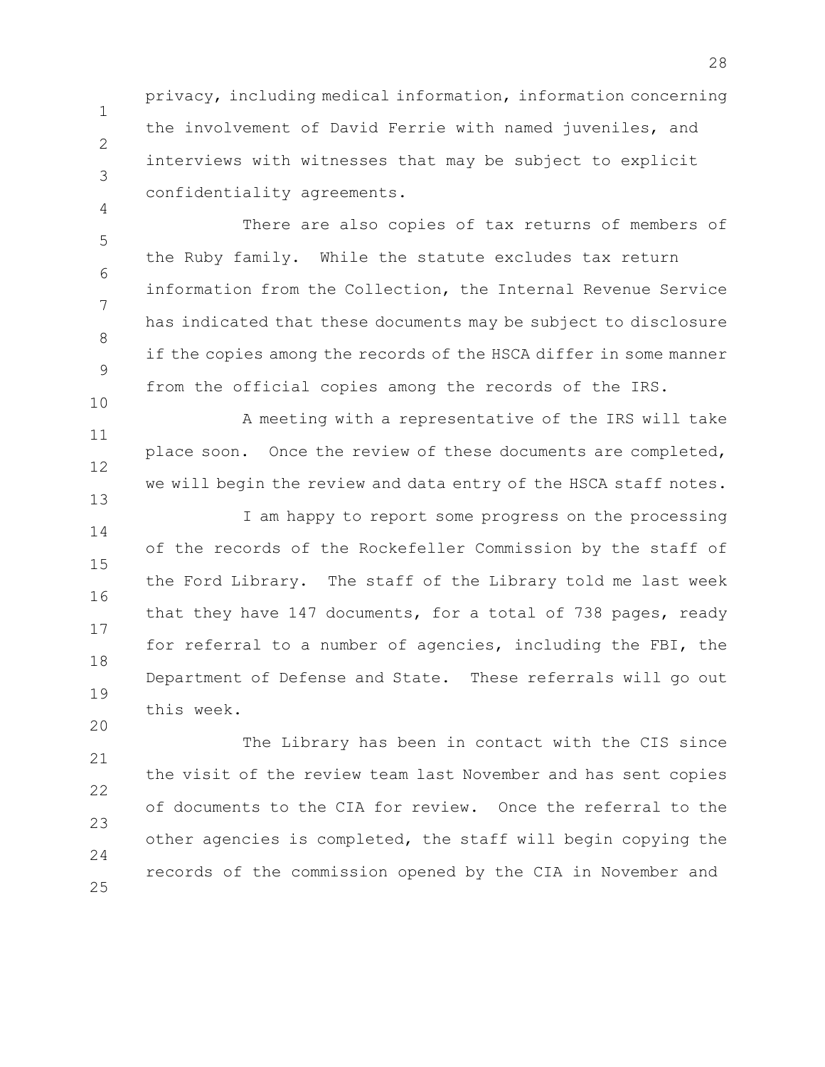privacy, including medical information, information concerning the involvement of David Ferrie with named juveniles, and interviews with witnesses that may be subject to explicit confidentiality agreements.

There are also copies of tax returns of members of the Ruby family. While the statute excludes tax return information from the Collection, the Internal Revenue Service has indicated that these documents may be subject to disclosure if the copies among the records of the HSCA differ in some manner from the official copies among the records of the IRS.

A meeting with a representative of the IRS will take place soon. Once the review of these documents are completed, we will begin the review and data entry of the HSCA staff notes.

I am happy to report some progress on the processing of the records of the Rockefeller Commission by the staff of the Ford Library. The staff of the Library told me last week that they have 147 documents, for a total of 738 pages, ready for referral to a number of agencies, including the FBI, the Department of Defense and State. These referrals will go out this week.

The Library has been in contact with the CIS since the visit of the review team last November and has sent copies of documents to the CIA for review. Once the referral to the other agencies is completed, the staff will begin copying the records of the commission opened by the CIA in November and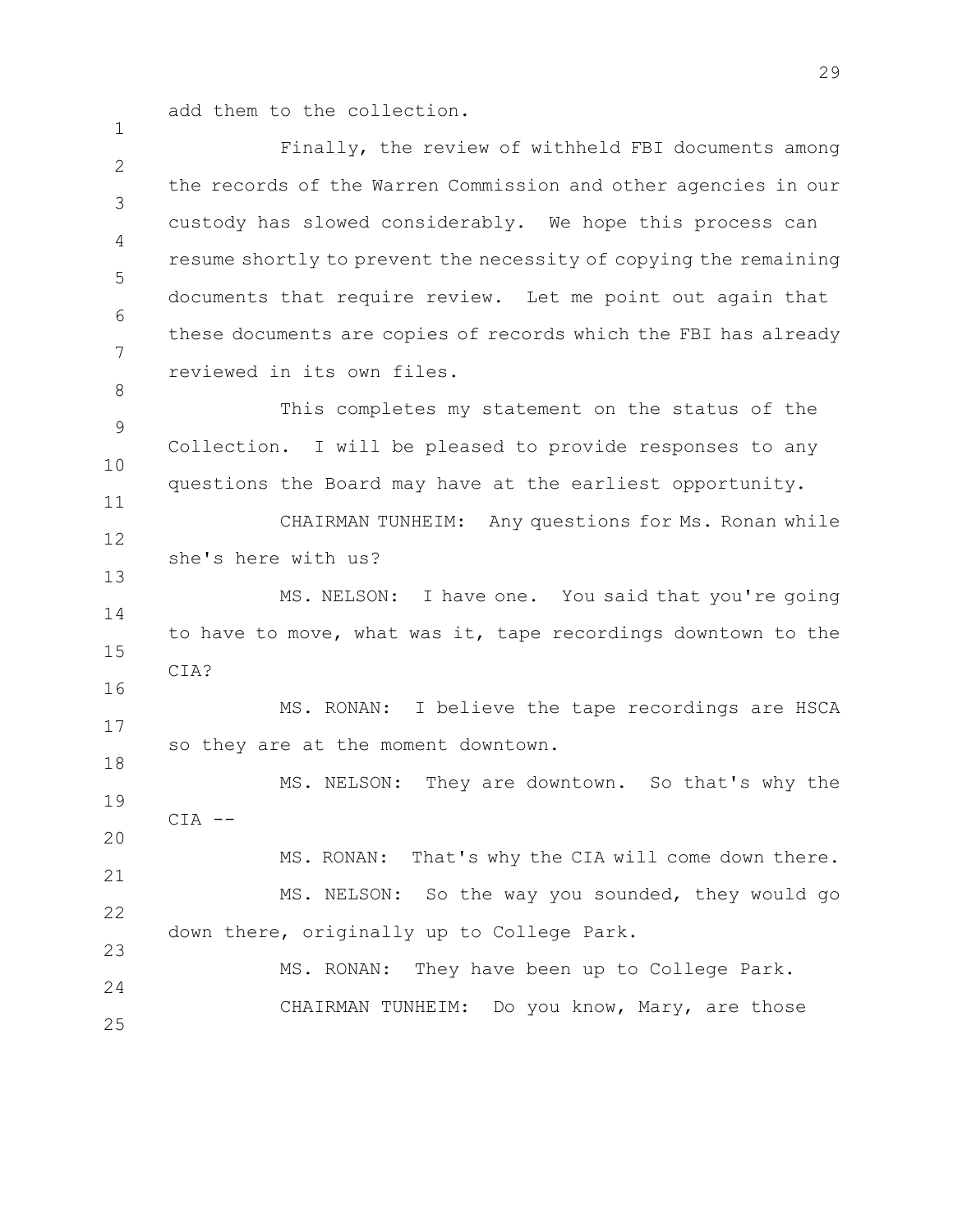add them to the collection.

Finally, the review of withheld FBI documents among the records of the Warren Commission and other agencies in our custody has slowed considerably. We hope this process can resume shortly to prevent the necessity of copying the remaining documents that require review. Let me point out again that these documents are copies of records which the FBI has already reviewed in its own files.

This completes my statement on the status of the Collection. I will be pleased to provide responses to any questions the Board may have at the earliest opportunity.

CHAIRMAN TUNHEIM: Any questions for Ms. Ronan while she's here with us?

MS. NELSON: I have one. You said that you're going to have to move, what was it, tape recordings downtown to the CIA?

MS. RONAN: I believe the tape recordings are HSCA so they are at the moment downtown.

MS. NELSON: They are downtown. So that's why the CIA --

MS. RONAN: That's why the CIA will come down there.

MS. NELSON: So the way you sounded, they would go down there, originally up to College Park.

MS. RONAN: They have been up to College Park.

CHAIRMAN TUNHEIM: Do you know, Mary, are those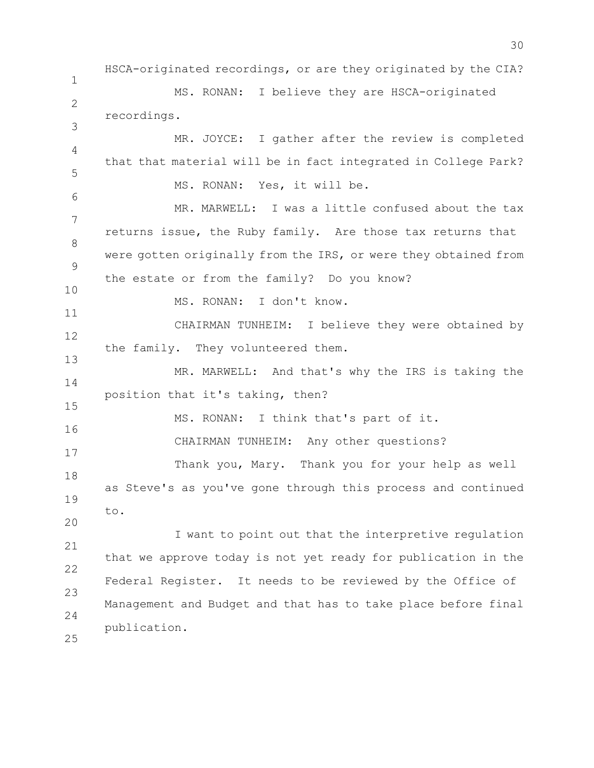HSCA-originated recordings, or are they originated by the CIA?

MS. RONAN: I believe they are HSCA-originated recordings.

MR. JOYCE: I gather after the review is completed that that material will be in fact integrated in College Park?

MS. RONAN: Yes, it will be.

MR. MARWELL: I was a little confused about the tax returns issue, the Ruby family. Are those tax returns that were gotten originally from the IRS, or were they obtained from the estate or from the family? Do you know?

MS. RONAN: I don't know.

CHAIRMAN TUNHEIM: I believe they were obtained by the family. They volunteered them.

MR. MARWELL: And that's why the IRS is taking the position that it's taking, then?

MS. RONAN: I think that's part of it.

CHAIRMAN TUNHEIM: Any other questions?

Thank you, Mary. Thank you for your help as well as Steve's as you've gone through this process and continued to.

I want to point out that the interpretive regulation that we approve today is not yet ready for publication in the Federal Register. It needs to be reviewed by the Office of Management and Budget and that has to take place before final publication.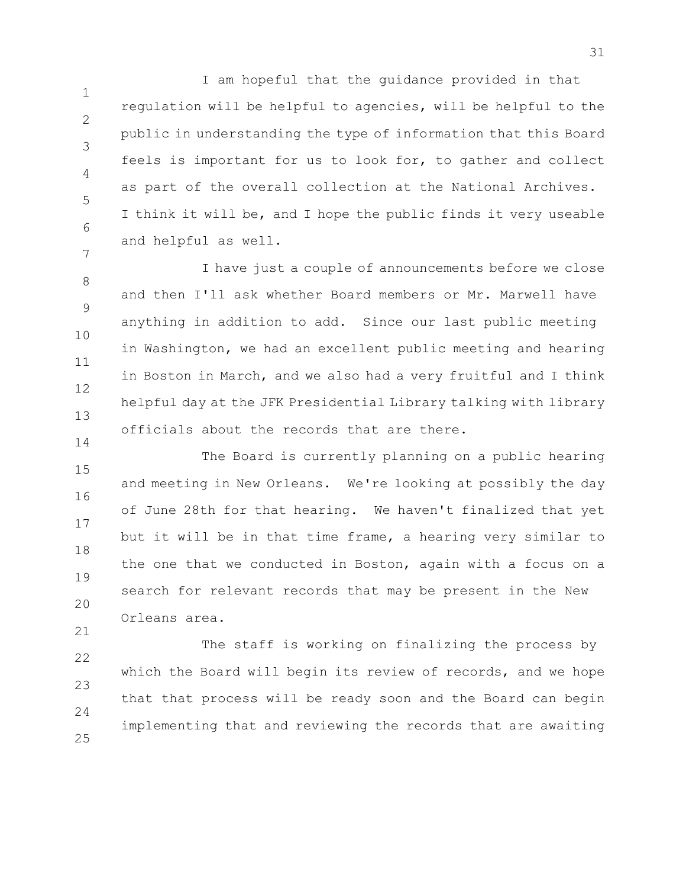I am hopeful that the guidance provided in that regulation will be helpful to agencies, will be helpful to the public in understanding the type of information that this Board feels is important for us to look for, to gather and collect as part of the overall collection at the National Archives. I think it will be, and I hope the public finds it very useable and helpful as well.

I have just a couple of announcements before we close and then I'll ask whether Board members or Mr. Marwell have anything in addition to add. Since our last public meeting in Washington, we had an excellent public meeting and hearing in Boston in March, and we also had a very fruitful and I think helpful day at the JFK Presidential Library talking with library officials about the records that are there.

The Board is currently planning on a public hearing and meeting in New Orleans. We're looking at possibly the day of June 28th for that hearing. We haven't finalized that yet but it will be in that time frame, a hearing very similar to the one that we conducted in Boston, again with a focus on a search for relevant records that may be present in the New Orleans area.

The staff is working on finalizing the process by which the Board will begin its review of records, and we hope that that process will be ready soon and the Board can begin implementing that and reviewing the records that are awaiting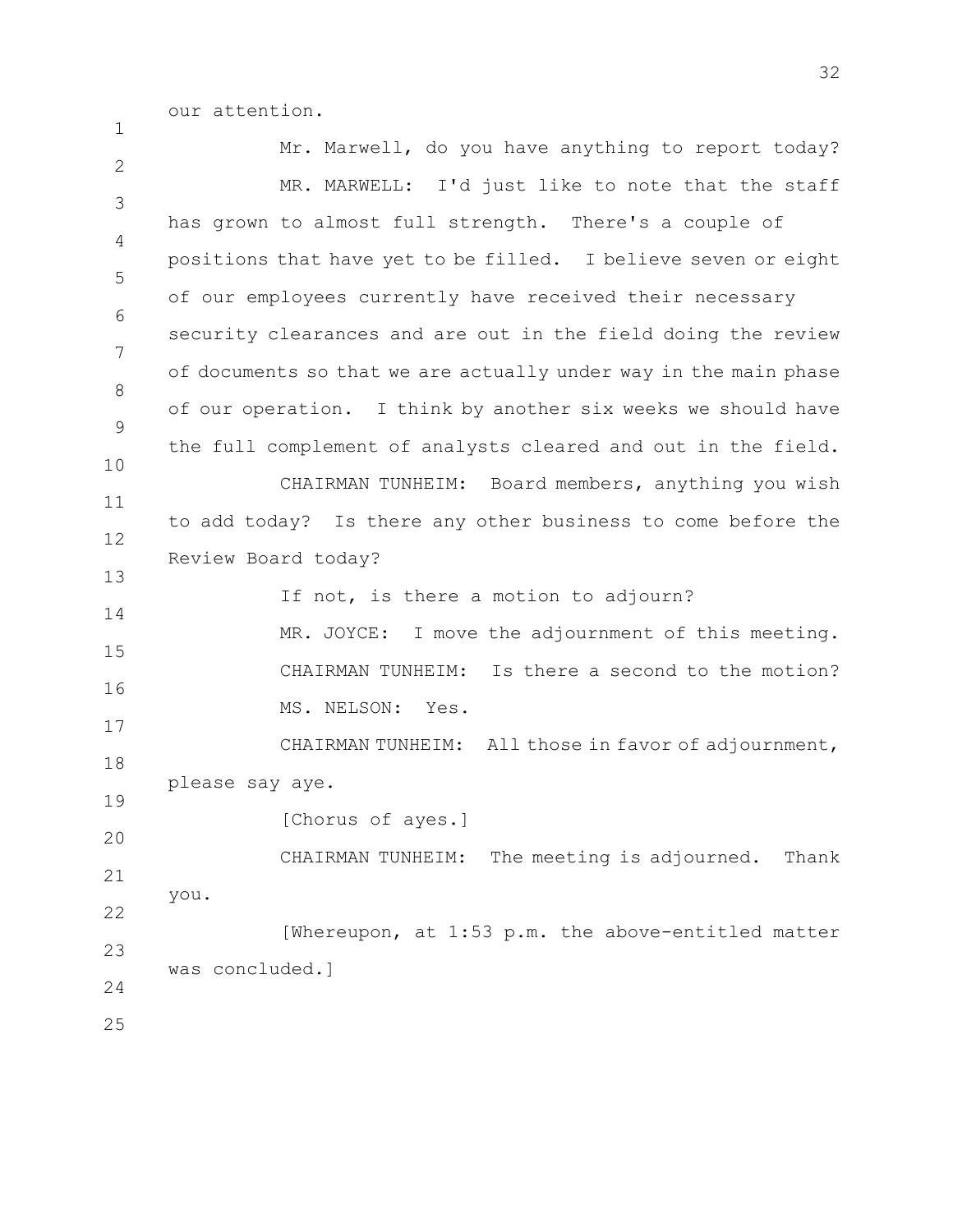our attention.

Mr. Marwell, do you have anything to report today?

MR. MARWELL: I'd just like to note that the staff has grown to almost full strength. There's a couple of positions that have yet to be filled. I believe seven or eight of our employees currently have received their necessary security clearances and are out in the field doing the review of documents so that we are actually under way in the main phase of our operation. I think by another six weeks we should have the full complement of analysts cleared and out in the field.

CHAIRMAN TUNHEIM: Board members, anything you wish to add today? Is there any other business to come before the Review Board today?

If not, is there a motion to adjourn?

MR. JOYCE: I move the adjournment of this meeting.

CHAIRMAN TUNHEIM: Is there a second to the motion?

MS. NELSON: Yes.

CHAIRMAN TUNHEIM: All those in favor of adjournment, please say aye.

[Chorus of ayes.]

CHAIRMAN TUNHEIM: The meeting is adjourned. Thank you.

[Whereupon, at 1:53 p.m. the above-entitled matter was concluded.]